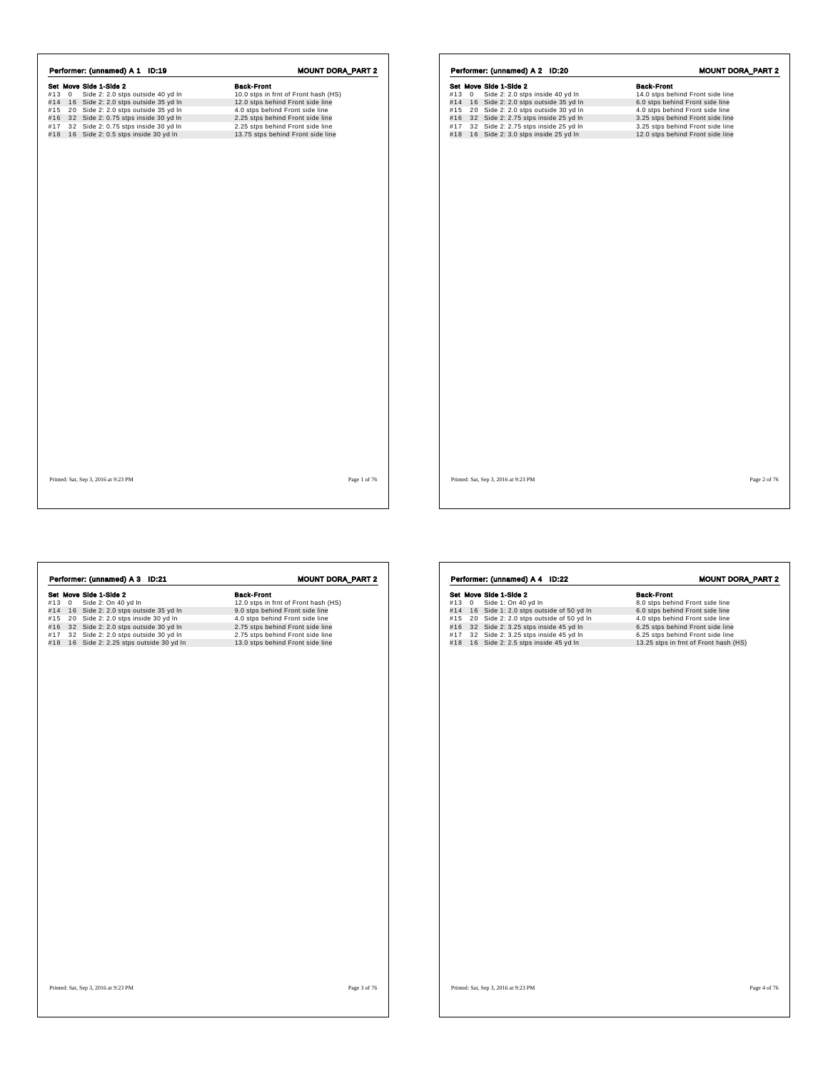## Performer: (unnamed) A 1 ID:19

**MOUNT DORA_PART 2**

| Set | Move | Side 1-Side 2 | Back-Front |
|---|---|---|---|
| #13 | 0 | Side 2: 2.0 stps outside 40 yd ln | 10.0 stps in frnt of Front hash (HS) |
| #14 | 16 | Side 2: 2.0 stps outside 35 yd ln | 12.0 stps behind Front side line |
| #15 | 20 | Side 2: 2.0 stps outside 35 yd ln | 4.0 stps behind Front side line |
| #16 | 32 | Side 2: 0.75 stps inside 30 yd ln | 2.25 stps behind Front side line |
| #17 | 32 | Side 2: 0.75 stps inside 30 yd ln | 2.25 stps behind Front side line |
| #18 | 16 | Side 2: 0.5 stps inside 30 yd ln | 13.75 stps behind Front side line |

Printed: Sat, Sep 3, 2016 at 9:23 PM

## Performer: (unnamed) A 2 ID:20

**MOUNT DORA_PART 2**

| Set | Move | Side 1-Side 2 | Back-Front |
|---|---|---|---|
| #13 | 0 | Side 2: 2.0 stps inside 40 yd ln | 14.0 stps behind Front side line |
| #14 | 16 | Side 2: 2.0 stps outside 35 yd ln | 6.0 stps behind Front side line |
| #15 | 20 | Side 2: 2.0 stps outside 30 yd ln | 4.0 stps behind Front side line |
| #16 | 32 | Side 2: 2.75 stps inside 25 yd ln | 3.25 stps behind Front side line |
| #17 | 32 | Side 2: 2.75 stps inside 25 yd ln | 3.25 stps behind Front side line |
| #18 | 16 | Side 2: 3.0 stps inside 25 yd ln | 12.0 stps behind Front side line |

Printed: Sat, Sep 3, 2016 at 9:23 PM

## Performer: (unnamed) A 3 ID:21

**MOUNT DORA_PART 2**

| Set | Move | Side 1-Side 2 | Back-Front |
|---|---|---|---|
| #13 | 0 | Side 2: On 40 yd ln | 12.0 stps in frnt of Front hash (HS) |
| #14 | 16 | Side 2: 2.0 stps outside 35 yd ln | 9.0 stps behind Front side line |
| #15 | 20 | Side 2: 2.0 stps inside 30 yd ln | 4.0 stps behind Front side line |
| #16 | 32 | Side 2: 2.0 stps outside 30 yd ln | 2.75 stps behind Front side line |
| #17 | 32 | Side 2: 2.0 stps outside 30 yd ln | 2.75 stps behind Front side line |
| #18 | 16 | Side 2: 2.25 stps outside 30 yd ln | 13.0 stps behind Front side line |

Printed: Sat, Sep 3, 2016 at 9:23 PM

## Performer: (unnamed) A 4 ID:22

**MOUNT DORA_PART 2**

| Set | Move | Side 1-Side 2 | Back-Front |
|---|---|---|---|
| #13 | 0 | Side 1: On 40 yd ln | 8.0 stps behind Front side line |
| #14 | 16 | Side 1: 2.0 stps outside of 50 yd ln | 6.0 stps behind Front side line |
| #15 | 20 | Side 2: 2.0 stps outside of 50 yd ln | 4.0 stps behind Front side line |
| #16 | 32 | Side 2: 3.25 stps inside 45 yd ln | 6.25 stps behind Front side line |
| #17 | 32 | Side 2: 3.25 stps inside 45 yd ln | 6.25 stps behind Front side line |
| #18 | 16 | Side 2: 2.5 stps inside 45 yd ln | 13.25 stps in frnt of Front hash (HS) |

Printed: Sat, Sep 3, 2016 at 9:23 PM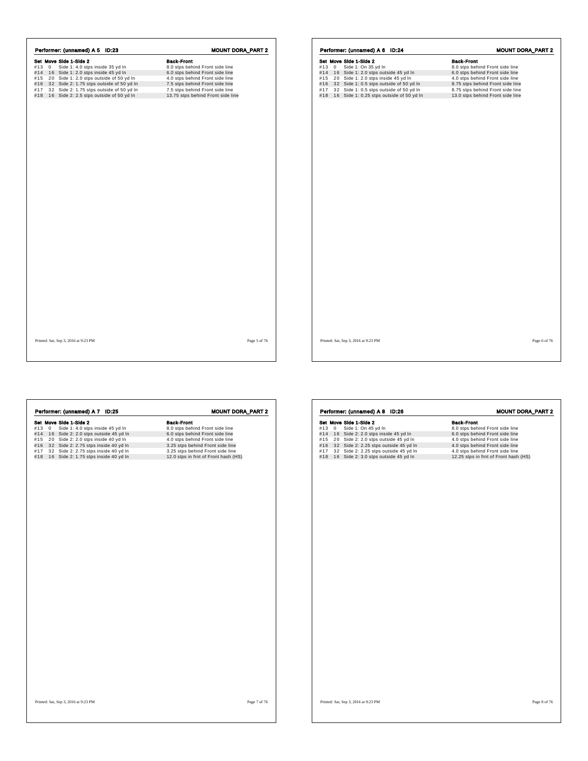## Performer: (unnamed) A 5 ID:23

**MOUNT DORA_PART 2**

| Set | Move | Side 1-Side 2 | Back-Front |
|---|---|---|---|
| #13 | 0 | Side 1: 4.0 stps inside 35 yd ln | 8.0 stps behind Front side line |
| #14 | 16 | Side 1: 2.0 stps inside 45 yd ln | 6.0 stps behind Front side line |
| #15 | 20 | Side 1: 2.0 stps outside of 50 yd ln | 4.0 stps behind Front side line |
| #16 | 32 | Side 2: 1.75 stps outside of 50 yd ln | 7.5 stps behind Front side line |
| #17 | 32 | Side 2: 1.75 stps outside of 50 yd ln | 7.5 stps behind Front side line |
| #18 | 16 | Side 2: 2.5 stps outside of 50 yd ln | 13.75 stps behind Front side line |

Printed: Sat, Sep 3, 2016 at 9:23 PM

## Performer: (unnamed) A 6 ID:24

**MOUNT DORA_PART 2**

| Set | Move | Side 1-Side 2 | Back-Front |
|---|---|---|---|
| #13 | 0 | Side 1: On 35 yd ln | 8.0 stps behind Front side line |
| #14 | 16 | Side 1: 2.0 stps outside 45 yd ln | 6.0 stps behind Front side line |
| #15 | 20 | Side 1: 2.0 stps inside 45 yd ln | 4.0 stps behind Front side line |
| #16 | 32 | Side 1: 0.5 stps outside of 50 yd ln | 8.75 stps behind Front side line |
| #17 | 32 | Side 1: 0.5 stps outside of 50 yd ln | 8.75 stps behind Front side line |
| #18 | 16 | Side 1: 0.25 stps outside of 50 yd ln | 13.0 stps behind Front side line |

Printed: Sat, Sep 3, 2016 at 9:23 PM

## Performer: (unnamed) A 7 ID:25

**MOUNT DORA_PART 2**

| Set | Move | Side 1-Side 2 | Back-Front |
|---|---|---|---|
| #13 | 0 | Side 1: 4.0 stps inside 45 yd ln | 8.0 stps behind Front side line |
| #14 | 16 | Side 2: 2.0 stps outside 45 yd ln | 6.0 stps behind Front side line |
| #15 | 20 | Side 2: 2.0 stps inside 40 yd ln | 4.0 stps behind Front side line |
| #16 | 32 | Side 2: 2.75 stps inside 40 yd ln | 3.25 stps behind Front side line |
| #17 | 32 | Side 2: 2.75 stps inside 40 yd ln | 3.25 stps behind Front side line |
| #18 | 16 | Side 2: 1.75 stps inside 40 yd ln | 12.0 stps in frnt of Front hash (HS) |

Printed: Sat, Sep 3, 2016 at 9:23 PM

## Performer: (unnamed) A 8 ID:26

**MOUNT DORA_PART 2**

| Set | Move | Side 1-Side 2 | Back-Front |
|---|---|---|---|
| #13 | 0 | Side 1: On 45 yd ln | 8.0 stps behind Front side line |
| #14 | 16 | Side 2: 2.0 stps inside 45 yd ln | 6.0 stps behind Front side line |
| #15 | 20 | Side 2: 2.0 stps outside 45 yd ln | 4.0 stps behind Front side line |
| #16 | 32 | Side 2: 2.25 stps outside 45 yd ln | 4.0 stps behind Front side line |
| #17 | 32 | Side 2: 2.25 stps outside 45 yd ln | 4.0 stps behind Front side line |
| #18 | 16 | Side 2: 3.0 stps outside 45 yd ln | 12.25 stps in frnt of Front hash (HS) |

Printed: Sat, Sep 3, 2016 at 9:23 PM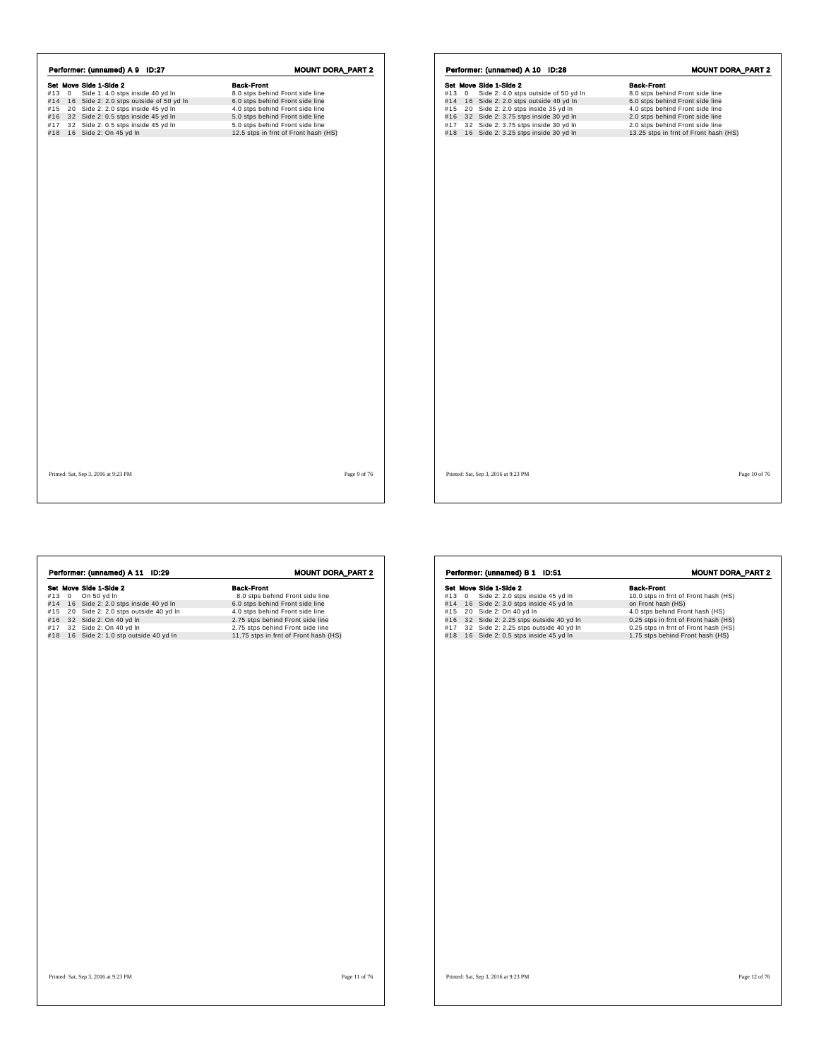## Performer: (unnamed) A 9 ID:27

**MOUNT DORA_PART 2**

| Set | Move | Side 1-Side 2 | Back-Front |
|---|---|---|---|
| #13 | 0 | Side 1: 4.0 stps inside 40 yd ln | 8.0 stps behind Front side line |
| #14 | 16 | Side 2: 2.0 stps outside of 50 yd ln | 6.0 stps behind Front side line |
| #15 | 20 | Side 2: 2.0 stps inside 45 yd ln | 4.0 stps behind Front side line |
| #16 | 32 | Side 2: 0.5 stps inside 45 yd ln | 5.0 stps behind Front side line |
| #17 | 32 | Side 2: 0.5 stps inside 45 yd ln | 5.0 stps behind Front side line |
| #18 | 16 | Side 2: On 45 yd ln | 12.5 stps in frnt of Front hash (HS) |

Printed: Sat, Sep 3, 2016 at 9:23 PM

## Performer: (unnamed) A 10 ID:28

**MOUNT DORA_PART 2**

| Set | Move | Side 1-Side 2 | Back-Front |
|---|---|---|---|
| #13 | 0 | Side 2: 4.0 stps outside of 50 yd ln | 8.0 stps behind Front side line |
| #14 | 16 | Side 2: 2.0 stps outside 40 yd ln | 6.0 stps behind Front side line |
| #15 | 20 | Side 2: 2.0 stps inside 35 yd ln | 4.0 stps behind Front side line |
| #16 | 32 | Side 2: 3.75 stps inside 30 yd ln | 2.0 stps behind Front side line |
| #17 | 32 | Side 2: 3.75 stps inside 30 yd ln | 2.0 stps behind Front side line |
| #18 | 16 | Side 2: 3.25 stps inside 30 yd ln | 13.25 stps in frnt of Front hash (HS) |

Printed: Sat, Sep 3, 2016 at 9:23 PM

## Performer: (unnamed) A 11 ID:29

**MOUNT DORA_PART 2**

| Set | Move | Side 1-Side 2 | Back-Front |
|---|---|---|---|
| #13 | 0 | On 50 yd ln | 8.0 stps behind Front side line |
| #14 | 16 | Side 2: 2.0 stps inside 40 yd ln | 6.0 stps behind Front side line |
| #15 | 20 | Side 2: 2.0 stps outside 40 yd ln | 4.0 stps behind Front side line |
| #16 | 32 | Side 2: On 40 yd ln | 2.75 stps behind Front side line |
| #17 | 32 | Side 2: On 40 yd ln | 2.75 stps behind Front side line |
| #18 | 16 | Side 2: 1.0 stp outside 40 yd ln | 11.75 stps in frnt of Front hash (HS) |

Printed: Sat, Sep 3, 2016 at 9:23 PM

## Performer: (unnamed) B 1 ID:51

**MOUNT DORA_PART 2**

| Set | Move | Side 1-Side 2 | Back-Front |
|---|---|---|---|
| #13 | 0 | Side 2: 2.0 stps inside 45 yd ln | 10.0 stps in frnt of Front hash (HS) |
| #14 | 16 | Side 2: 3.0 stps inside 45 yd ln | on Front hash (HS) |
| #15 | 20 | Side 2: On 40 yd ln | 4.0 stps behind Front hash (HS) |
| #16 | 32 | Side 2: 2.25 stps outside 40 yd ln | 0.25 stps in frnt of Front hash (HS) |
| #17 | 32 | Side 2: 2.25 stps outside 40 yd ln | 0.25 stps in frnt of Front hash (HS) |
| #18 | 16 | Side 2: 0.5 stps inside 45 yd ln | 1.75 stps behind Front hash (HS) |

Printed: Sat, Sep 3, 2016 at 9:23 PM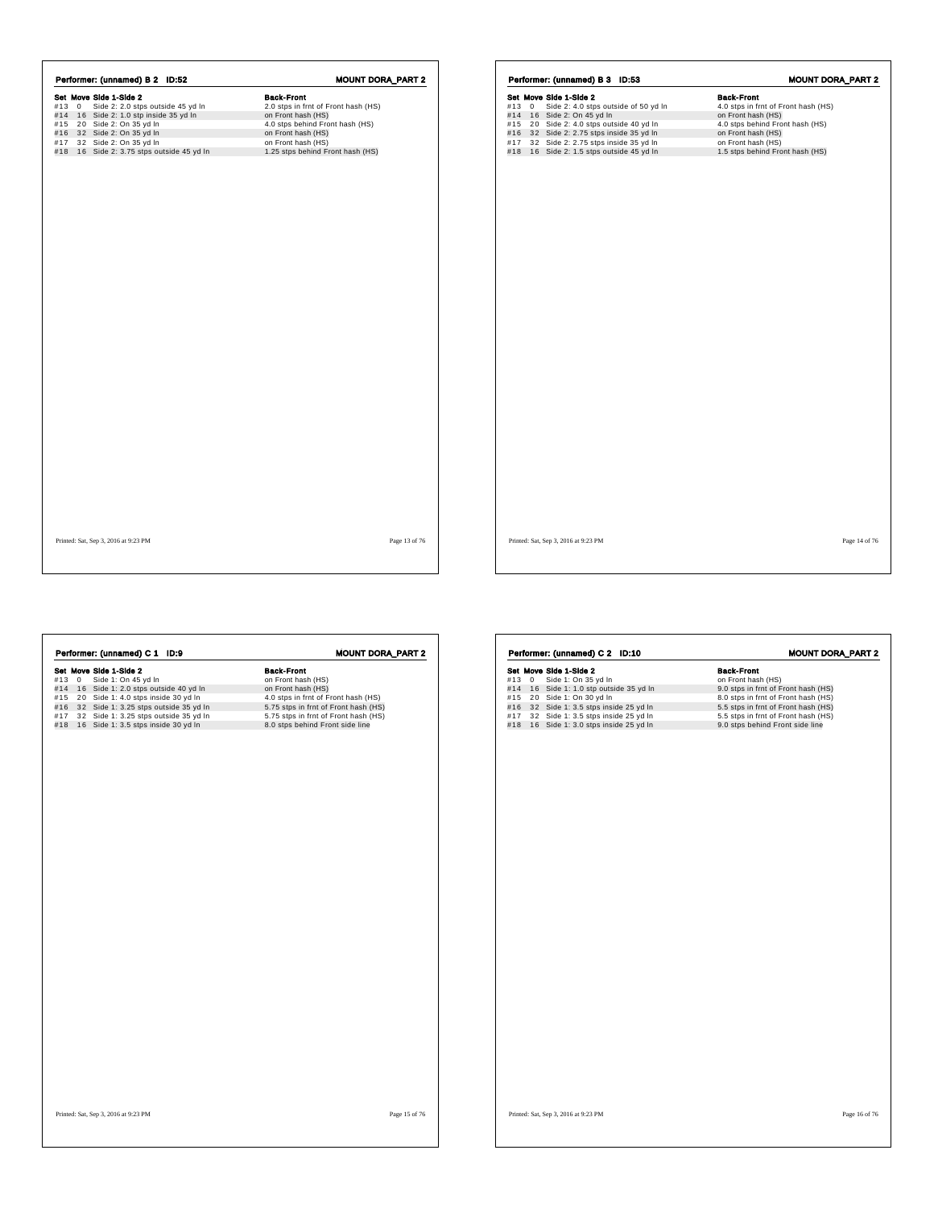## Performer: (unnamed) B 2 ID:52

**MOUNT DORA_PART 2**

| Set | Move | Side 1-Side 2 | Back-Front |
|---|---|---|---|
| #13 | 0 | Side 2: 2.0 stps outside 45 yd ln | 2.0 stps in frnt of Front hash (HS) |
| #14 | 16 | Side 2: 1.0 stp inside 35 yd ln | on Front hash (HS) |
| #15 | 20 | Side 2: On 35 yd ln | 4.0 stps behind Front hash (HS) |
| #16 | 32 | Side 2: On 35 yd ln | on Front hash (HS) |
| #17 | 32 | Side 2: On 35 yd ln | on Front hash (HS) |
| #18 | 16 | Side 2: 3.75 stps outside 45 yd ln | 1.25 stps behind Front hash (HS) |

Printed: Sat, Sep 3, 2016 at 9:23 PM

## Performer: (unnamed) B 3 ID:53

**MOUNT DORA_PART 2**

| Set | Move | Side 1-Side 2 | Back-Front |
|---|---|---|---|
| #13 | 0 | Side 2: 4.0 stps outside of 50 yd ln | 4.0 stps in frnt of Front hash (HS) |
| #14 | 16 | Side 2: On 45 yd ln | on Front hash (HS) |
| #15 | 20 | Side 2: 4.0 stps outside 40 yd ln | 4.0 stps behind Front hash (HS) |
| #16 | 32 | Side 2: 2.75 stps inside 35 yd ln | on Front hash (HS) |
| #17 | 32 | Side 2: 2.75 stps inside 35 yd ln | on Front hash (HS) |
| #18 | 16 | Side 2: 1.5 stps outside 45 yd ln | 1.5 stps behind Front hash (HS) |

Printed: Sat, Sep 3, 2016 at 9:23 PM

## Performer: (unnamed) C 1 ID:9

**MOUNT DORA_PART 2**

| Set | Move | Side 1-Side 2 | Back-Front |
|---|---|---|---|
| #13 | 0 | Side 1: On 45 yd ln | on Front hash (HS) |
| #14 | 16 | Side 1: 2.0 stps outside 40 yd ln | on Front hash (HS) |
| #15 | 20 | Side 1: 4.0 stps inside 30 yd ln | 4.0 stps in frnt of Front hash (HS) |
| #16 | 32 | Side 1: 3.25 stps outside 35 yd ln | 5.75 stps in frnt of Front hash (HS) |
| #17 | 32 | Side 1: 3.25 stps outside 35 yd ln | 5.75 stps in frnt of Front hash (HS) |
| #18 | 16 | Side 1: 3.5 stps inside 30 yd ln | 8.0 stps behind Front side line |

Printed: Sat, Sep 3, 2016 at 9:23 PM

## Performer: (unnamed) C 2 ID:10

**MOUNT DORA_PART 2**

| Set | Move | Side 1-Side 2 | Back-Front |
|---|---|---|---|
| #13 | 0 | Side 1: On 35 yd ln | on Front hash (HS) |
| #14 | 16 | Side 1: 1.0 stp outside 35 yd ln | 9.0 stps in frnt of Front hash (HS) |
| #15 | 20 | Side 1: On 30 yd ln | 8.0 stps in frnt of Front hash (HS) |
| #16 | 32 | Side 1: 3.5 stps inside 25 yd ln | 5.5 stps in frnt of Front hash (HS) |
| #17 | 32 | Side 1: 3.5 stps inside 25 yd ln | 5.5 stps in frnt of Front hash (HS) |
| #18 | 16 | Side 1: 3.0 stps inside 25 yd ln | 9.0 stps behind Front side line |

Printed: Sat, Sep 3, 2016 at 9:23 PM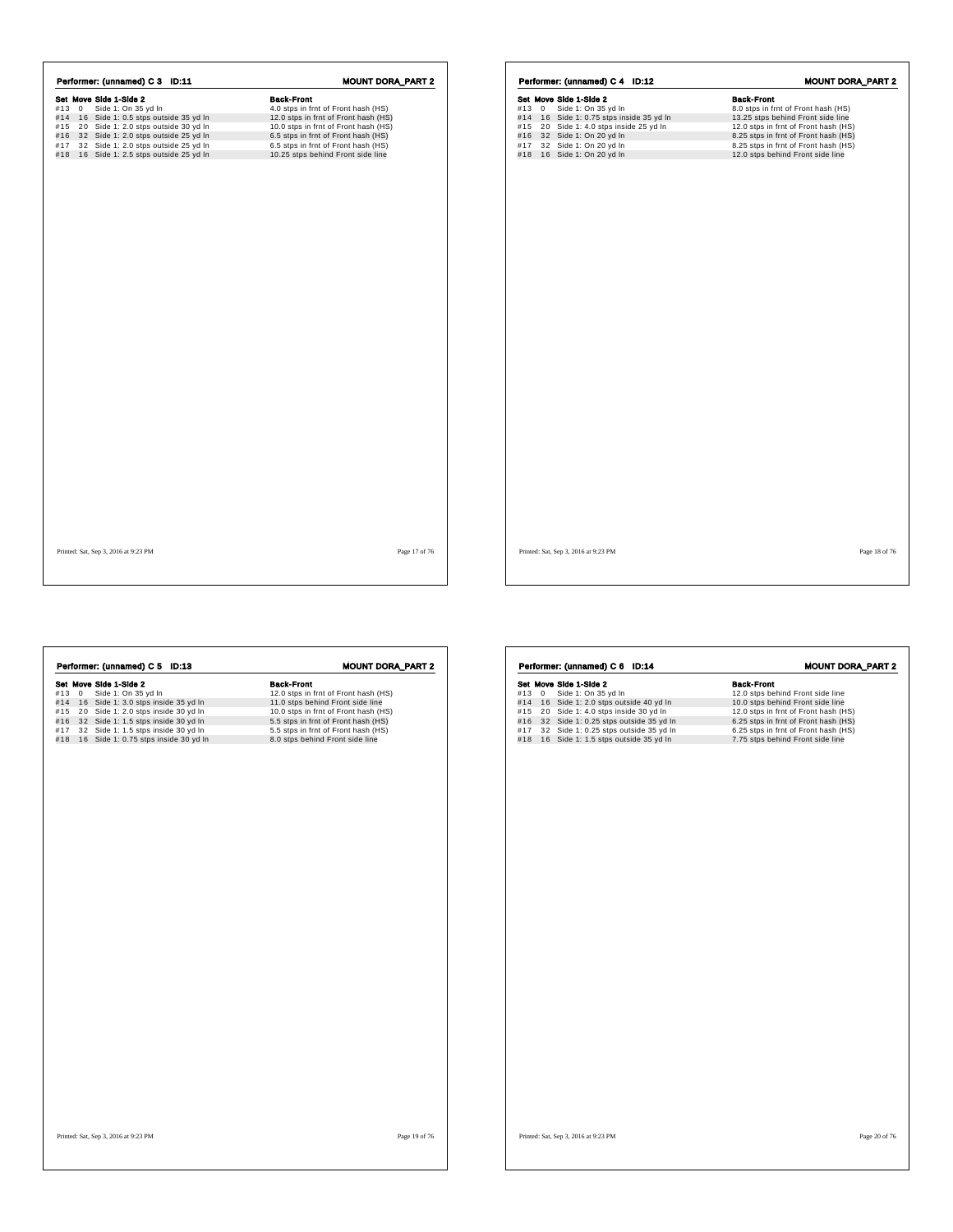## Performer: (unnamed) C 3 ID:11

**MOUNT DORA_PART 2**

| Set | Move | Side 1-Side 2 | Back-Front |
|---|---|---|---|
| #13 | 0 | Side 1: On 35 yd ln | 4.0 stps in frnt of Front hash (HS) |
| #14 | 16 | Side 1: 0.5 stps outside 35 yd ln | 12.0 stps in frnt of Front hash (HS) |
| #15 | 20 | Side 1: 2.0 stps outside 30 yd ln | 10.0 stps in frnt of Front hash (HS) |
| #16 | 32 | Side 1: 2.0 stps outside 25 yd ln | 6.5 stps in frnt of Front hash (HS) |
| #17 | 32 | Side 1: 2.0 stps outside 25 yd ln | 6.5 stps in frnt of Front hash (HS) |
| #18 | 16 | Side 1: 2.5 stps outside 25 yd ln | 10.25 stps behind Front side line |

Printed: Sat, Sep 3, 2016 at 9:23 PM

## Performer: (unnamed) C 4 ID:12

**MOUNT DORA_PART 2**

| Set | Move | Side 1-Side 2 | Back-Front |
|---|---|---|---|
| #13 | 0 | Side 1: On 35 yd ln | 8.0 stps in frnt of Front hash (HS) |
| #14 | 16 | Side 1: 0.75 stps inside 35 yd ln | 13.25 stps behind Front side line |
| #15 | 20 | Side 1: 4.0 stps inside 25 yd ln | 12.0 stps in frnt of Front hash (HS) |
| #16 | 32 | Side 1: On 20 yd ln | 8.25 stps in frnt of Front hash (HS) |
| #17 | 32 | Side 1: On 20 yd ln | 8.25 stps in frnt of Front hash (HS) |
| #18 | 16 | Side 1: On 20 yd ln | 12.0 stps behind Front side line |

Printed: Sat, Sep 3, 2016 at 9:23 PM

## Performer: (unnamed) C 5 ID:13

**MOUNT DORA_PART 2**

| Set | Move | Side 1-Side 2 | Back-Front |
|---|---|---|---|
| #13 | 0 | Side 1: On 35 yd ln | 12.0 stps in frnt of Front hash (HS) |
| #14 | 16 | Side 1: 3.0 stps inside 35 yd ln | 11.0 stps behind Front side line |
| #15 | 20 | Side 1: 2.0 stps inside 30 yd ln | 10.0 stps in frnt of Front hash (HS) |
| #16 | 32 | Side 1: 1.5 stps inside 30 yd ln | 5.5 stps in frnt of Front hash (HS) |
| #17 | 32 | Side 1: 1.5 stps inside 30 yd ln | 5.5 stps in frnt of Front hash (HS) |
| #18 | 16 | Side 1: 0.75 stps inside 30 yd ln | 8.0 stps behind Front side line |

Printed: Sat, Sep 3, 2016 at 9:23 PM

## Performer: (unnamed) C 6 ID:14

**MOUNT DORA_PART 2**

| Set | Move | Side 1-Side 2 | Back-Front |
|---|---|---|---|
| #13 | 0 | Side 1: On 35 yd ln | 12.0 stps behind Front side line |
| #14 | 16 | Side 1: 2.0 stps outside 40 yd ln | 10.0 stps behind Front side line |
| #15 | 20 | Side 1: 4.0 stps inside 30 yd ln | 12.0 stps in frnt of Front hash (HS) |
| #16 | 32 | Side 1: 0.25 stps outside 35 yd ln | 6.25 stps in frnt of Front hash (HS) |
| #17 | 32 | Side 1: 0.25 stps outside 35 yd ln | 6.25 stps in frnt of Front hash (HS) |
| #18 | 16 | Side 1: 1.5 stps outside 35 yd ln | 7.75 stps behind Front side line |

Printed: Sat, Sep 3, 2016 at 9:23 PM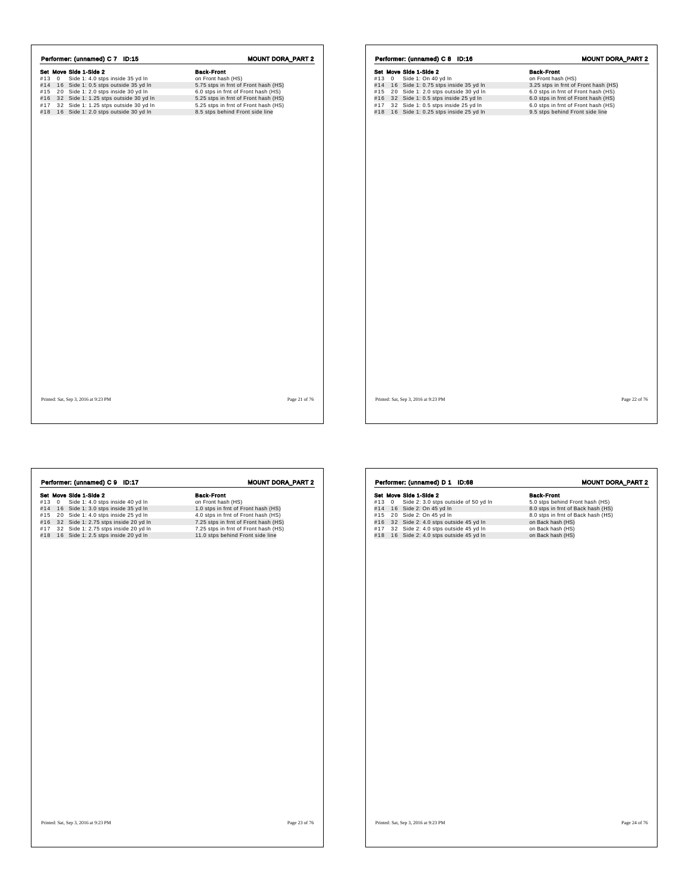## Performer: (unnamed) C 7 ID:15

**MOUNT DORA_PART 2**

| Set | Move | Side 1-Side 2 | Back-Front |
|---|---|---|---|
| #13 | 0 | Side 1: 4.0 stps inside 35 yd ln | on Front hash (HS) |
| #14 | 16 | Side 1: 0.5 stps outside 35 yd ln | 5.75 stps in frnt of Front hash (HS) |
| #15 | 20 | Side 1: 2.0 stps inside 30 yd ln | 6.0 stps in frnt of Front hash (HS) |
| #16 | 32 | Side 1: 1.25 stps outside 30 yd ln | 5.25 stps in frnt of Front hash (HS) |
| #17 | 32 | Side 1: 1.25 stps outside 30 yd ln | 5.25 stps in frnt of Front hash (HS) |
| #18 | 16 | Side 1: 2.0 stps outside 30 yd ln | 8.5 stps behind Front side line |

Printed: Sat, Sep 3, 2016 at 9:23 PM

## Performer: (unnamed) C 8 ID:16

**MOUNT DORA_PART 2**

| Set | Move | Side 1-Side 2 | Back-Front |
|---|---|---|---|
| #13 | 0 | Side 1: On 40 yd ln | on Front hash (HS) |
| #14 | 16 | Side 1: 0.75 stps inside 35 yd ln | 3.25 stps in frnt of Front hash (HS) |
| #15 | 20 | Side 1: 2.0 stps outside 30 yd ln | 6.0 stps in frnt of Front hash (HS) |
| #16 | 32 | Side 1: 0.5 stps inside 25 yd ln | 6.0 stps in frnt of Front hash (HS) |
| #17 | 32 | Side 1: 0.5 stps inside 25 yd ln | 6.0 stps in frnt of Front hash (HS) |
| #18 | 16 | Side 1: 0.25 stps inside 25 yd ln | 9.5 stps behind Front side line |

Printed: Sat, Sep 3, 2016 at 9:23 PM

## Performer: (unnamed) C 9 ID:17

**MOUNT DORA_PART 2**

| Set | Move | Side 1-Side 2 | Back-Front |
|---|---|---|---|
| #13 | 0 | Side 1: 4.0 stps inside 40 yd ln | on Front hash (HS) |
| #14 | 16 | Side 1: 3.0 stps inside 35 yd ln | 1.0 stps in frnt of Front hash (HS) |
| #15 | 20 | Side 1: 4.0 stps inside 25 yd ln | 4.0 stps in frnt of Front hash (HS) |
| #16 | 32 | Side 1: 2.75 stps inside 20 yd ln | 7.25 stps in frnt of Front hash (HS) |
| #17 | 32 | Side 1: 2.75 stps inside 20 yd ln | 7.25 stps in frnt of Front hash (HS) |
| #18 | 16 | Side 1: 2.5 stps inside 20 yd ln | 11.0 stps behind Front side line |

Printed: Sat, Sep 3, 2016 at 9:23 PM

## Performer: (unnamed) D 1 ID:68

**MOUNT DORA_PART 2**

| Set | Move | Side 1-Side 2 | Back-Front |
|---|---|---|---|
| #13 | 0 | Side 2: 3.0 stps outside of 50 yd ln | 5.0 stps behind Front hash (HS) |
| #14 | 16 | Side 2: On 45 yd ln | 8.0 stps in frnt of Back hash (HS) |
| #15 | 20 | Side 2: On 45 yd ln | 8.0 stps in frnt of Back hash (HS) |
| #16 | 32 | Side 2: 4.0 stps outside 45 yd ln | on Back hash (HS) |
| #17 | 32 | Side 2: 4.0 stps outside 45 yd ln | on Back hash (HS) |
| #18 | 16 | Side 2: 4.0 stps outside 45 yd ln | on Back hash (HS) |

Printed: Sat, Sep 3, 2016 at 9:23 PM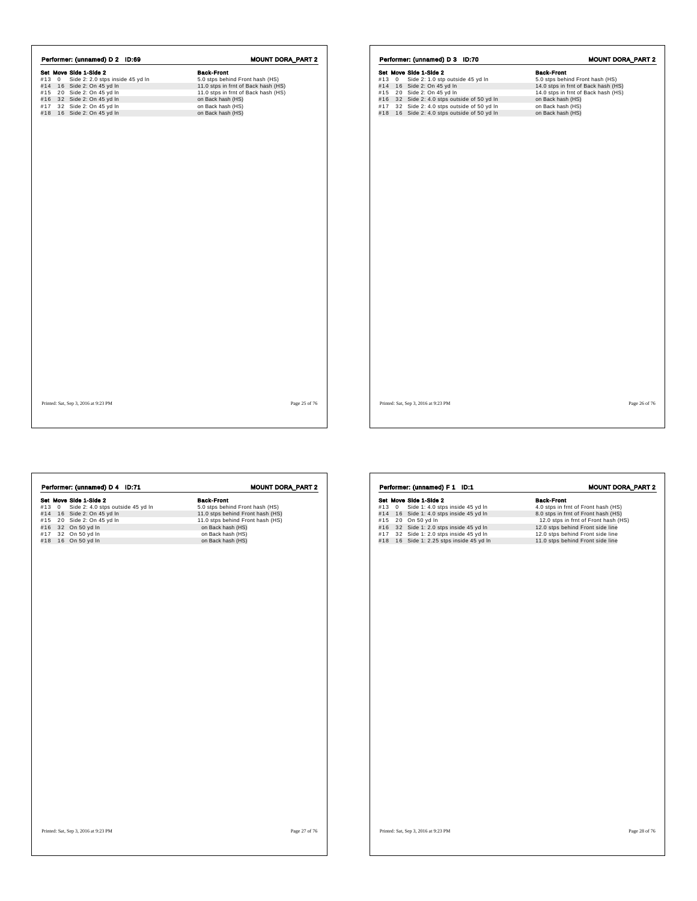## Performer: (unnamed) D 2 ID:69

**MOUNT DORA_PART 2**

| Set | Move | Side 1-Side 2 | Back-Front |
|---|---|---|---|
| #13 | 0 | Side 2: 2.0 stps inside 45 yd ln | 5.0 stps behind Front hash (HS) |
| #14 | 16 | Side 2: On 45 yd ln | 11.0 stps in frnt of Back hash (HS) |
| #15 | 20 | Side 2: On 45 yd ln | 11.0 stps in frnt of Back hash (HS) |
| #16 | 32 | Side 2: On 45 yd ln | on Back hash (HS) |
| #17 | 32 | Side 2: On 45 yd ln | on Back hash (HS) |
| #18 | 16 | Side 2: On 45 yd ln | on Back hash (HS) |

Printed: Sat, Sep 3, 2016 at 9:23 PM

## Performer: (unnamed) D 3 ID:70

**MOUNT DORA_PART 2**

| Set | Move | Side 1-Side 2 | Back-Front |
|---|---|---|---|
| #13 | 0 | Side 2: 1.0 stp outside 45 yd ln | 5.0 stps behind Front hash (HS) |
| #14 | 16 | Side 2: On 45 yd ln | 14.0 stps in frnt of Back hash (HS) |
| #15 | 20 | Side 2: On 45 yd ln | 14.0 stps in frnt of Back hash (HS) |
| #16 | 32 | Side 2: 4.0 stps outside of 50 yd ln | on Back hash (HS) |
| #17 | 32 | Side 2: 4.0 stps outside of 50 yd ln | on Back hash (HS) |
| #18 | 16 | Side 2: 4.0 stps outside of 50 yd ln | on Back hash (HS) |

Printed: Sat, Sep 3, 2016 at 9:23 PM

## Performer: (unnamed) D 4 ID:71

**MOUNT DORA_PART 2**

| Set | Move | Side 1-Side 2 | Back-Front |
|---|---|---|---|
| #13 | 0 | Side 2: 4.0 stps outside 45 yd ln | 5.0 stps behind Front hash (HS) |
| #14 | 16 | Side 2: On 45 yd ln | 11.0 stps behind Front hash (HS) |
| #15 | 20 | Side 2: On 45 yd ln | 11.0 stps behind Front hash (HS) |
| #16 | 32 | On 50 yd ln | on Back hash (HS) |
| #17 | 32 | On 50 yd ln | on Back hash (HS) |
| #18 | 16 | On 50 yd ln | on Back hash (HS) |

Printed: Sat, Sep 3, 2016 at 9:23 PM

## Performer: (unnamed) F 1 ID:1

**MOUNT DORA_PART 2**

| Set | Move | Side 1-Side 2 | Back-Front |
|---|---|---|---|
| #13 | 0 | Side 1: 4.0 stps inside 45 yd ln | 4.0 stps in frnt of Front hash (HS) |
| #14 | 16 | Side 1: 4.0 stps inside 45 yd ln | 8.0 stps in frnt of Front hash (HS) |
| #15 | 20 | On 50 yd ln | 12.0 stps in frnt of Front hash (HS) |
| #16 | 32 | Side 1: 2.0 stps inside 45 yd ln | 12.0 stps behind Front side line |
| #17 | 32 | Side 1: 2.0 stps inside 45 yd ln | 12.0 stps behind Front side line |
| #18 | 16 | Side 1: 2.25 stps inside 45 yd ln | 11.0 stps behind Front side line |

Printed: Sat, Sep 3, 2016 at 9:23 PM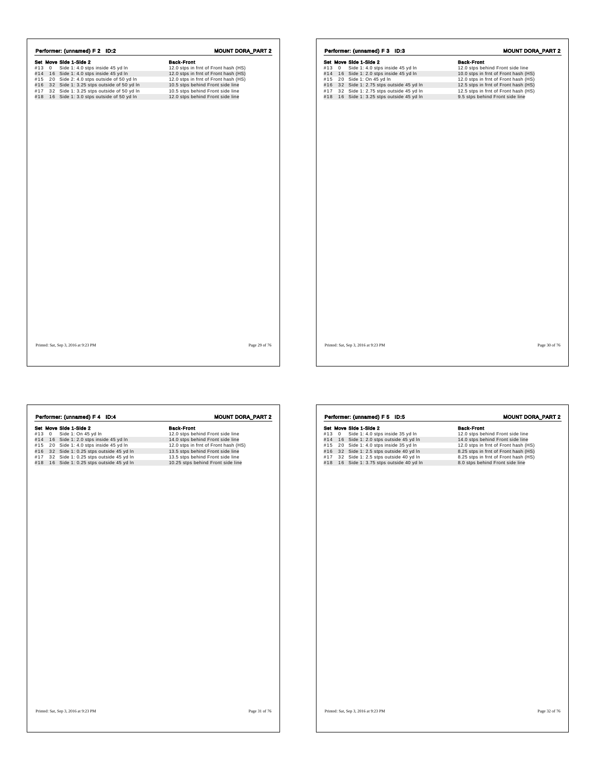## Performer: (unnamed) F 2 ID:2

**MOUNT DORA_PART 2**

| Set | Move | Side 1-Side 2 | Back-Front |
|---|---|---|---|
| #13 | 0 | Side 1: 4.0 stps inside 45 yd ln | 12.0 stps in frnt of Front hash (HS) |
| #14 | 16 | Side 1: 4.0 stps inside 45 yd ln | 12.0 stps in frnt of Front hash (HS) |
| #15 | 20 | Side 2: 4.0 stps outside of 50 yd ln | 12.0 stps in frnt of Front hash (HS) |
| #16 | 32 | Side 1: 3.25 stps outside of 50 yd ln | 10.5 stps behind Front side line |
| #17 | 32 | Side 1: 3.25 stps outside of 50 yd ln | 10.5 stps behind Front side line |
| #18 | 16 | Side 1: 3.0 stps outside of 50 yd ln | 12.0 stps behind Front side line |

Printed: Sat, Sep 3, 2016 at 9:23 PM

## Performer: (unnamed) F 3 ID:3

**MOUNT DORA_PART 2**

| Set | Move | Side 1-Side 2 | Back-Front |
|---|---|---|---|
| #13 | 0 | Side 1: 4.0 stps inside 45 yd ln | 12.0 stps behind Front side line |
| #14 | 16 | Side 1: 2.0 stps inside 45 yd ln | 10.0 stps in frnt of Front hash (HS) |
| #15 | 20 | Side 1: On 45 yd ln | 12.0 stps in frnt of Front hash (HS) |
| #16 | 32 | Side 1: 2.75 stps outside 45 yd ln | 12.5 stps in frnt of Front hash (HS) |
| #17 | 32 | Side 1: 2.75 stps outside 45 yd ln | 12.5 stps in frnt of Front hash (HS) |
| #18 | 16 | Side 1: 3.25 stps outside 45 yd ln | 9.5 stps behind Front side line |

Printed: Sat, Sep 3, 2016 at 9:23 PM

## Performer: (unnamed) F 4 ID:4

**MOUNT DORA_PART 2**

| Set | Move | Side 1-Side 2 | Back-Front |
|---|---|---|---|
| #13 | 0 | Side 1: On 45 yd ln | 12.0 stps behind Front side line |
| #14 | 16 | Side 1: 2.0 stps inside 45 yd ln | 14.0 stps behind Front side line |
| #15 | 20 | Side 1: 4.0 stps inside 45 yd ln | 12.0 stps in frnt of Front hash (HS) |
| #16 | 32 | Side 1: 0.25 stps outside 45 yd ln | 13.5 stps behind Front side line |
| #17 | 32 | Side 1: 0.25 stps outside 45 yd ln | 13.5 stps behind Front side line |
| #18 | 16 | Side 1: 0.25 stps outside 45 yd ln | 10.25 stps behind Front side line |

Printed: Sat, Sep 3, 2016 at 9:23 PM

## Performer: (unnamed) F 5 ID:5

**MOUNT DORA_PART 2**

| Set | Move | Side 1-Side 2 | Back-Front |
|---|---|---|---|
| #13 | 0 | Side 1: 4.0 stps inside 35 yd ln | 12.0 stps behind Front side line |
| #14 | 16 | Side 1: 2.0 stps outside 45 yd ln | 14.0 stps behind Front side line |
| #15 | 20 | Side 1: 4.0 stps inside 35 yd ln | 12.0 stps in frnt of Front hash (HS) |
| #16 | 32 | Side 1: 2.5 stps outside 40 yd ln | 8.25 stps in frnt of Front hash (HS) |
| #17 | 32 | Side 1: 2.5 stps outside 40 yd ln | 8.25 stps in frnt of Front hash (HS) |
| #18 | 16 | Side 1: 3.75 stps outside 40 yd ln | 8.0 stps behind Front side line |

Printed: Sat, Sep 3, 2016 at 9:23 PM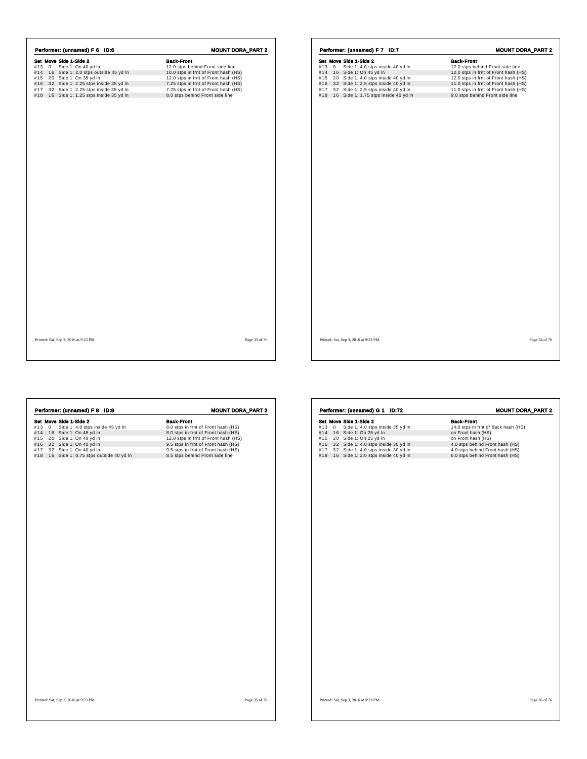## Performer: (unnamed) F 6 ID:6

**MOUNT DORA_PART 2**

| Set | Move | Side 1-Side 2 | Back-Front |
|---|---|---|---|
| #13 | 0 | Side 1: On 40 yd ln | 12.0 stps behind Front side line |
| #14 | 16 | Side 1: 2.0 stps outside 45 yd ln | 10.0 stps in frnt of Front hash (HS) |
| #15 | 20 | Side 1: On 35 yd ln | 12.0 stps in frnt of Front hash (HS) |
| #16 | 32 | Side 1: 2.25 stps inside 35 yd ln | 7.25 stps in frnt of Front hash (HS) |
| #17 | 32 | Side 1: 2.25 stps inside 35 yd ln | 7.25 stps in frnt of Front hash (HS) |
| #18 | 16 | Side 1: 1.25 stps inside 35 yd ln | 8.0 stps behind Front side line |

Printed: Sat, Sep 3, 2016 at 9:23 PM

## Performer: (unnamed) F 7 ID:7

**MOUNT DORA_PART 2**

| Set | Move | Side 1-Side 2 | Back-Front |
|---|---|---|---|
| #13 | 0 | Side 1: 4.0 stps inside 40 yd ln | 12.0 stps behind Front side line |
| #14 | 16 | Side 1: On 45 yd ln | 12.0 stps in frnt of Front hash (HS) |
| #15 | 20 | Side 1: 4.0 stps inside 40 yd ln | 12.0 stps in frnt of Front hash (HS) |
| #16 | 32 | Side 1: 2.5 stps inside 40 yd ln | 11.0 stps in frnt of Front hash (HS) |
| #17 | 32 | Side 1: 2.5 stps inside 40 yd ln | 11.0 stps in frnt of Front hash (HS) |
| #18 | 16 | Side 1: 1.75 stps inside 40 yd ln | 9.0 stps behind Front side line |

Printed: Sat, Sep 3, 2016 at 9:23 PM

## Performer: (unnamed) F 8 ID:8

**MOUNT DORA_PART 2**

| Set | Move | Side 1-Side 2 | Back-Front |
|---|---|---|---|
| #13 | 0 | Side 1: 4.0 stps inside 45 yd ln | 8.0 stps in frnt of Front hash (HS) |
| #14 | 16 | Side 1: On 45 yd ln | 8.0 stps in frnt of Front hash (HS) |
| #15 | 20 | Side 1: On 40 yd ln | 12.0 stps in frnt of Front hash (HS) |
| #16 | 32 | Side 1: On 40 yd ln | 9.5 stps in frnt of Front hash (HS) |
| #17 | 32 | Side 1: On 40 yd ln | 9.5 stps in frnt of Front hash (HS) |
| #18 | 16 | Side 1: 0.75 stps outside 40 yd ln | 8.5 stps behind Front side line |

Printed: Sat, Sep 3, 2016 at 9:23 PM

## Performer: (unnamed) G 1 ID:72

**MOUNT DORA_PART 2**

| Set | Move | Side 1-Side 2 | Back-Front |
|---|---|---|---|
| #13 | 0 | Side 1: 4.0 stps inside 35 yd ln | 14.0 stps in frnt of Back hash (HS) |
| #14 | 16 | Side 1: On 25 yd ln | on Front hash (HS) |
| #15 | 20 | Side 1: On 25 yd ln | on Front hash (HS) |
| #16 | 32 | Side 1: 4.0 stps inside 30 yd ln | 4.0 stps behind Front hash (HS) |
| #17 | 32 | Side 1: 4.0 stps inside 30 yd ln | 4.0 stps behind Front hash (HS) |
| #18 | 16 | Side 1: 2.0 stps inside 40 yd ln | 6.0 stps behind Front hash (HS) |

Printed: Sat, Sep 3, 2016 at 9:23 PM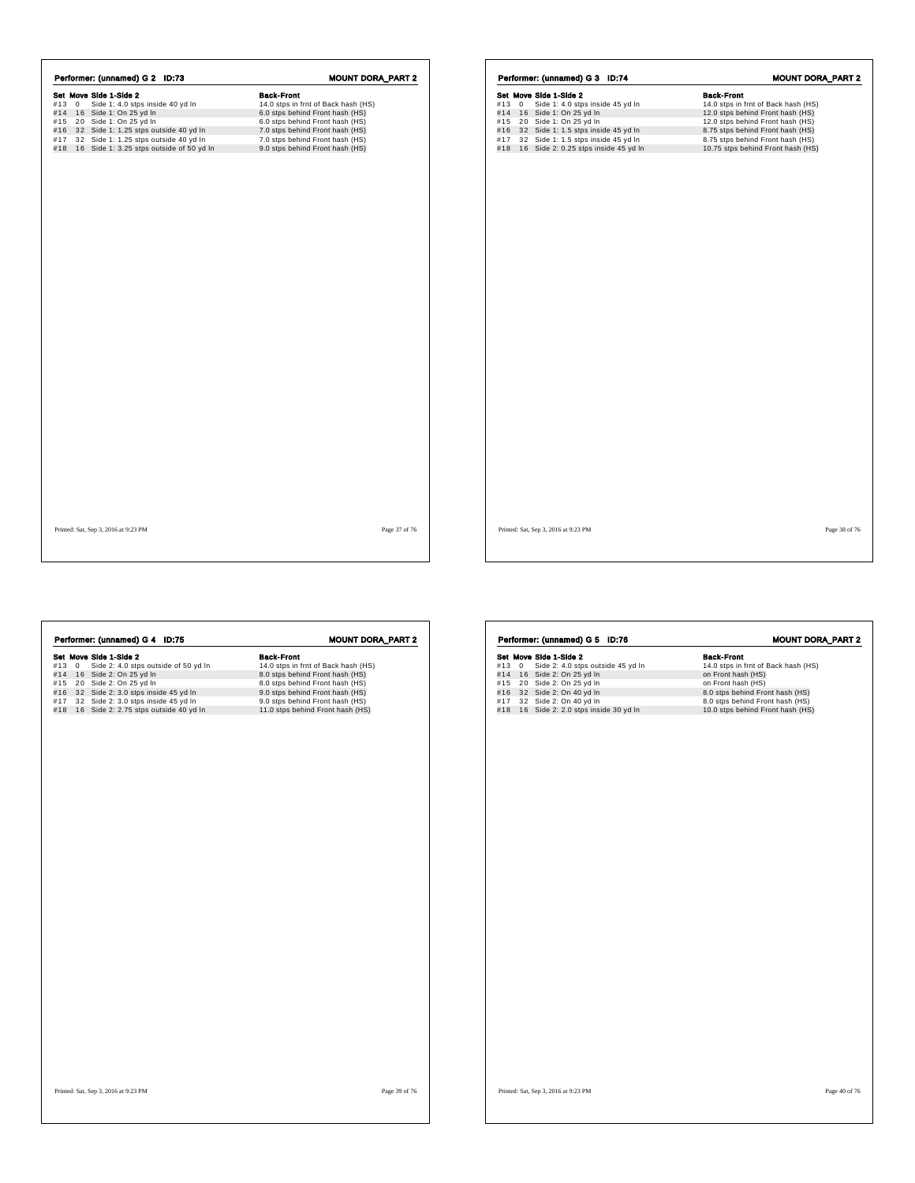## Performer: (unnamed) G 2 ID:73

**MOUNT DORA_PART 2**

| Set | Move | Side 1-Side 2 | Back-Front |
|---|---|---|---|
| #13 | 0 | Side 1: 4.0 stps inside 40 yd ln | 14.0 stps in frnt of Back hash (HS) |
| #14 | 16 | Side 1: On 25 yd ln | 6.0 stps behind Front hash (HS) |
| #15 | 20 | Side 1: On 25 yd ln | 6.0 stps behind Front hash (HS) |
| #16 | 32 | Side 1: 1.25 stps outside 40 yd ln | 7.0 stps behind Front hash (HS) |
| #17 | 32 | Side 1: 1.25 stps outside 40 yd ln | 7.0 stps behind Front hash (HS) |
| #18 | 16 | Side 1: 3.25 stps outside of 50 yd ln | 9.0 stps behind Front hash (HS) |

Printed: Sat, Sep 3, 2016 at 9:23 PM

## Performer: (unnamed) G 3 ID:74

**MOUNT DORA_PART 2**

| Set | Move | Side 1-Side 2 | Back-Front |
|---|---|---|---|
| #13 | 0 | Side 1: 4.0 stps inside 45 yd ln | 14.0 stps in frnt of Back hash (HS) |
| #14 | 16 | Side 1: On 25 yd ln | 12.0 stps behind Front hash (HS) |
| #15 | 20 | Side 1: On 25 yd ln | 12.0 stps behind Front hash (HS) |
| #16 | 32 | Side 1: 1.5 stps inside 45 yd ln | 8.75 stps behind Front hash (HS) |
| #17 | 32 | Side 1: 1.5 stps inside 45 yd ln | 8.75 stps behind Front hash (HS) |
| #18 | 16 | Side 2: 0.25 stps inside 45 yd ln | 10.75 stps behind Front hash (HS) |

Printed: Sat, Sep 3, 2016 at 9:23 PM

## Performer: (unnamed) G 4 ID:75

**MOUNT DORA_PART 2**

| Set | Move | Side 1-Side 2 | Back-Front |
|---|---|---|---|
| #13 | 0 | Side 2: 4.0 stps outside of 50 yd ln | 14.0 stps in frnt of Back hash (HS) |
| #14 | 16 | Side 2: On 25 yd ln | 8.0 stps behind Front hash (HS) |
| #15 | 20 | Side 2: On 25 yd ln | 8.0 stps behind Front hash (HS) |
| #16 | 32 | Side 2: 3.0 stps inside 45 yd ln | 9.0 stps behind Front hash (HS) |
| #17 | 32 | Side 2: 3.0 stps inside 45 yd ln | 9.0 stps behind Front hash (HS) |
| #18 | 16 | Side 2: 2.75 stps outside 40 yd ln | 11.0 stps behind Front hash (HS) |

Printed: Sat, Sep 3, 2016 at 9:23 PM

## Performer: (unnamed) G 5 ID:76

**MOUNT DORA_PART 2**

| Set | Move | Side 1-Side 2 | Back-Front |
|---|---|---|---|
| #13 | 0 | Side 2: 4.0 stps outside 45 yd ln | 14.0 stps in frnt of Back hash (HS) |
| #14 | 16 | Side 2: On 25 yd ln | on Front hash (HS) |
| #15 | 20 | Side 2: On 25 yd ln | on Front hash (HS) |
| #16 | 32 | Side 2: On 40 yd ln | 8.0 stps behind Front hash (HS) |
| #17 | 32 | Side 2: On 40 yd ln | 8.0 stps behind Front hash (HS) |
| #18 | 16 | Side 2: 2.0 stps inside 30 yd ln | 10.0 stps behind Front hash (HS) |

Printed: Sat, Sep 3, 2016 at 9:23 PM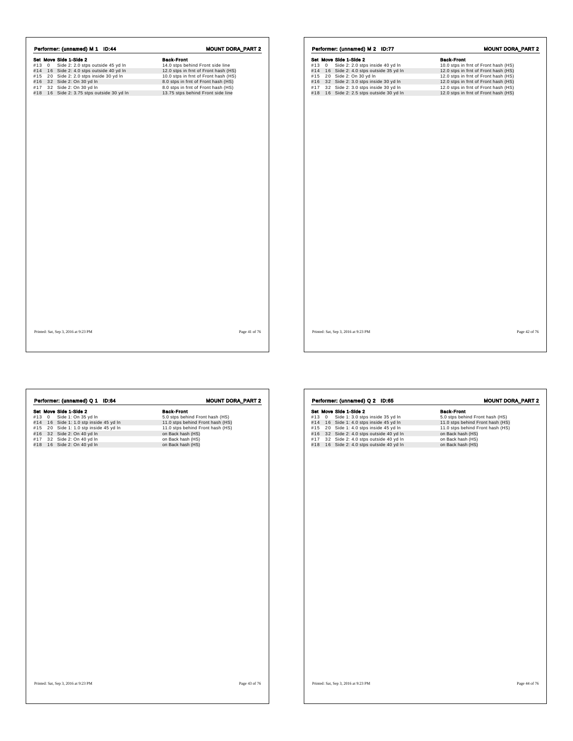## Performer: (unnamed) M 1 ID:44

**MOUNT DORA_PART 2**

| Set | Move | Side 1-Side 2 | Back-Front |
|---|---|---|---|
| #13 | 0 | Side 2: 2.0 stps outside 45 yd ln | 14.0 stps behind Front side line |
| #14 | 16 | Side 2: 4.0 stps outside 40 yd ln | 12.0 stps in frnt of Front hash (HS) |
| #15 | 20 | Side 2: 2.0 stps inside 30 yd ln | 10.0 stps in frnt of Front hash (HS) |
| #16 | 32 | Side 2: On 30 yd ln | 8.0 stps in frnt of Front hash (HS) |
| #17 | 32 | Side 2: On 30 yd ln | 8.0 stps in frnt of Front hash (HS) |
| #18 | 16 | Side 2: 3.75 stps outside 30 yd ln | 13.75 stps behind Front side line |

Printed: Sat, Sep 3, 2016 at 9:23 PM

## Performer: (unnamed) M 2 ID:77

**MOUNT DORA_PART 2**

| Set | Move | Side 1-Side 2 | Back-Front |
|---|---|---|---|
| #13 | 0 | Side 2: 2.0 stps inside 40 yd ln | 10.0 stps in frnt of Front hash (HS) |
| #14 | 16 | Side 2: 4.0 stps outside 35 yd ln | 12.0 stps in frnt of Front hash (HS) |
| #15 | 20 | Side 2: On 30 yd ln | 12.0 stps in frnt of Front hash (HS) |
| #16 | 32 | Side 2: 3.0 stps inside 30 yd ln | 12.0 stps in frnt of Front hash (HS) |
| #17 | 32 | Side 2: 3.0 stps inside 30 yd ln | 12.0 stps in frnt of Front hash (HS) |
| #18 | 16 | Side 2: 2.5 stps outside 30 yd ln | 12.0 stps in frnt of Front hash (HS) |

Printed: Sat, Sep 3, 2016 at 9:23 PM

## Performer: (unnamed) Q 1 ID:64

**MOUNT DORA_PART 2**

| Set | Move | Side 1-Side 2 | Back-Front |
|---|---|---|---|
| #13 | 0 | Side 1: On 35 yd ln | 5.0 stps behind Front hash (HS) |
| #14 | 16 | Side 1: 1.0 stp inside 45 yd ln | 11.0 stps behind Front hash (HS) |
| #15 | 20 | Side 1: 1.0 stp inside 45 yd ln | 11.0 stps behind Front hash (HS) |
| #16 | 32 | Side 2: On 40 yd ln | on Back hash (HS) |
| #17 | 32 | Side 2: On 40 yd ln | on Back hash (HS) |
| #18 | 16 | Side 2: On 40 yd ln | on Back hash (HS) |

Printed: Sat, Sep 3, 2016 at 9:23 PM

## Performer: (unnamed) Q 2 ID:65

**MOUNT DORA_PART 2**

| Set | Move | Side 1-Side 2 | Back-Front |
|---|---|---|---|
| #13 | 0 | Side 1: 3.0 stps inside 35 yd ln | 5.0 stps behind Front hash (HS) |
| #14 | 16 | Side 1: 4.0 stps inside 45 yd ln | 11.0 stps behind Front hash (HS) |
| #15 | 20 | Side 1: 4.0 stps inside 45 yd ln | 11.0 stps behind Front hash (HS) |
| #16 | 32 | Side 2: 4.0 stps outside 40 yd ln | on Back hash (HS) |
| #17 | 32 | Side 2: 4.0 stps outside 40 yd ln | on Back hash (HS) |
| #18 | 16 | Side 2: 4.0 stps outside 40 yd ln | on Back hash (HS) |

Printed: Sat, Sep 3, 2016 at 9:23 PM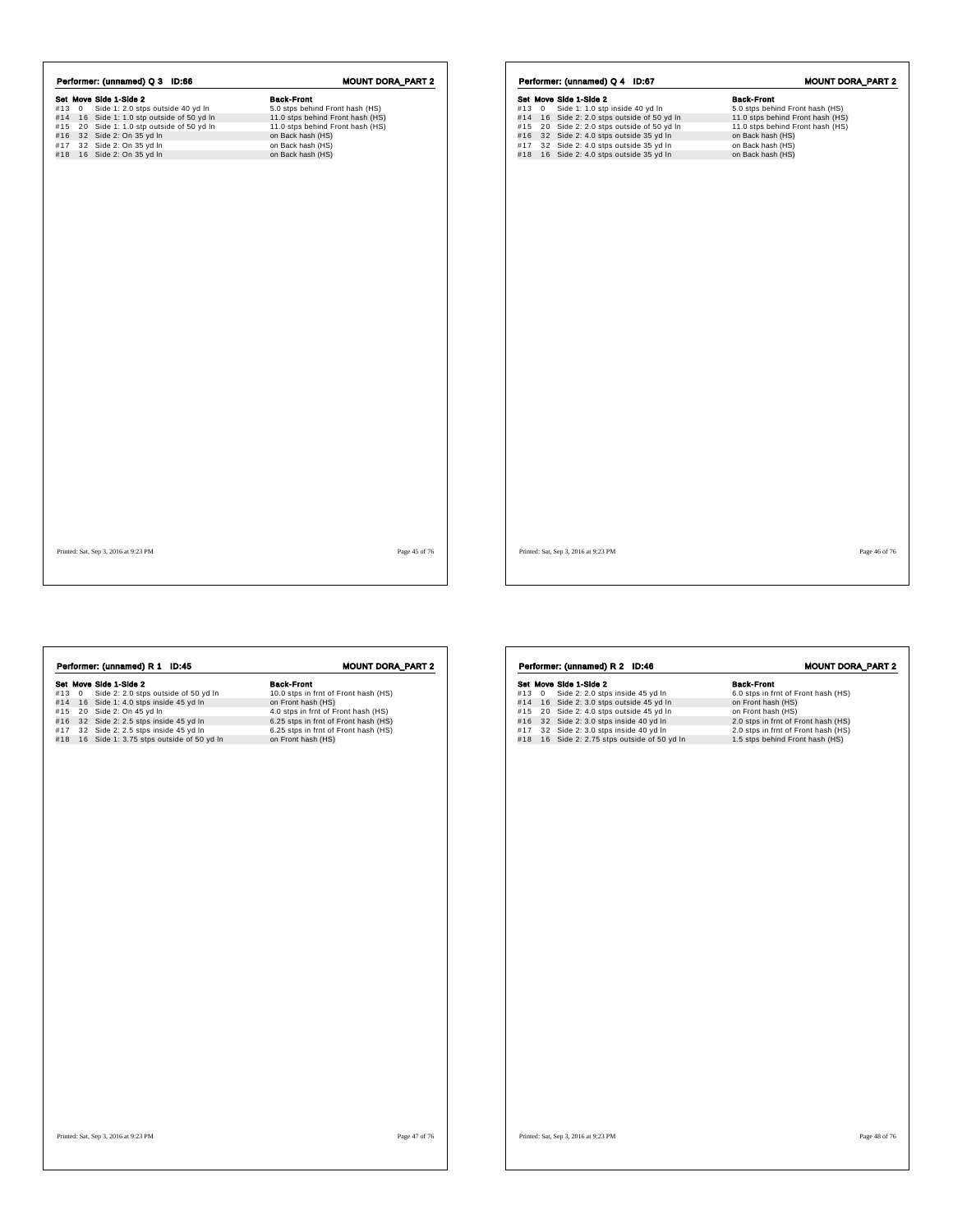## Performer: (unnamed) Q 3 ID:66

**MOUNT DORA_PART 2**

| Set | Move | Side 1-Side 2 | Back-Front |
|---|---|---|---|
| #13 | 0 | Side 1: 2.0 stps outside 40 yd ln | 5.0 stps behind Front hash (HS) |
| #14 | 16 | Side 1: 1.0 stp outside of 50 yd ln | 11.0 stps behind Front hash (HS) |
| #15 | 20 | Side 1: 1.0 stp outside of 50 yd ln | 11.0 stps behind Front hash (HS) |
| #16 | 32 | Side 2: On 35 yd ln | on Back hash (HS) |
| #17 | 32 | Side 2: On 35 yd ln | on Back hash (HS) |
| #18 | 16 | Side 2: On 35 yd ln | on Back hash (HS) |

Printed: Sat, Sep 3, 2016 at 9:23 PM

## Performer: (unnamed) Q 4 ID:67

**MOUNT DORA_PART 2**

| Set | Move | Side 1-Side 2 | Back-Front |
|---|---|---|---|
| #13 | 0 | Side 1: 1.0 stp inside 40 yd ln | 5.0 stps behind Front hash (HS) |
| #14 | 16 | Side 2: 2.0 stps outside of 50 yd ln | 11.0 stps behind Front hash (HS) |
| #15 | 20 | Side 2: 2.0 stps outside of 50 yd ln | 11.0 stps behind Front hash (HS) |
| #16 | 32 | Side 2: 4.0 stps outside 35 yd ln | on Back hash (HS) |
| #17 | 32 | Side 2: 4.0 stps outside 35 yd ln | on Back hash (HS) |
| #18 | 16 | Side 2: 4.0 stps outside 35 yd ln | on Back hash (HS) |

Printed: Sat, Sep 3, 2016 at 9:23 PM

## Performer: (unnamed) R 1 ID:45

**MOUNT DORA_PART 2**

| Set | Move | Side 1-Side 2 | Back-Front |
|---|---|---|---|
| #13 | 0 | Side 2: 2.0 stps outside of 50 yd ln | 10.0 stps in frnt of Front hash (HS) |
| #14 | 16 | Side 1: 4.0 stps inside 45 yd ln | on Front hash (HS) |
| #15 | 20 | Side 2: On 45 yd ln | 4.0 stps in frnt of Front hash (HS) |
| #16 | 32 | Side 2: 2.5 stps inside 45 yd ln | 6.25 stps in frnt of Front hash (HS) |
| #17 | 32 | Side 2: 2.5 stps inside 45 yd ln | 6.25 stps in frnt of Front hash (HS) |
| #18 | 16 | Side 1: 3.75 stps outside of 50 yd ln | on Front hash (HS) |

Printed: Sat, Sep 3, 2016 at 9:23 PM

## Performer: (unnamed) R 2 ID:46

**MOUNT DORA_PART 2**

| Set | Move | Side 1-Side 2 | Back-Front |
|---|---|---|---|
| #13 | 0 | Side 2: 2.0 stps inside 45 yd ln | 6.0 stps in frnt of Front hash (HS) |
| #14 | 16 | Side 2: 3.0 stps outside 45 yd ln | on Front hash (HS) |
| #15 | 20 | Side 2: 4.0 stps outside 45 yd ln | on Front hash (HS) |
| #16 | 32 | Side 2: 3.0 stps inside 40 yd ln | 2.0 stps in frnt of Front hash (HS) |
| #17 | 32 | Side 2: 3.0 stps inside 40 yd ln | 2.0 stps in frnt of Front hash (HS) |
| #18 | 16 | Side 2: 2.75 stps outside of 50 yd ln | 1.5 stps behind Front hash (HS) |

Printed: Sat, Sep 3, 2016 at 9:23 PM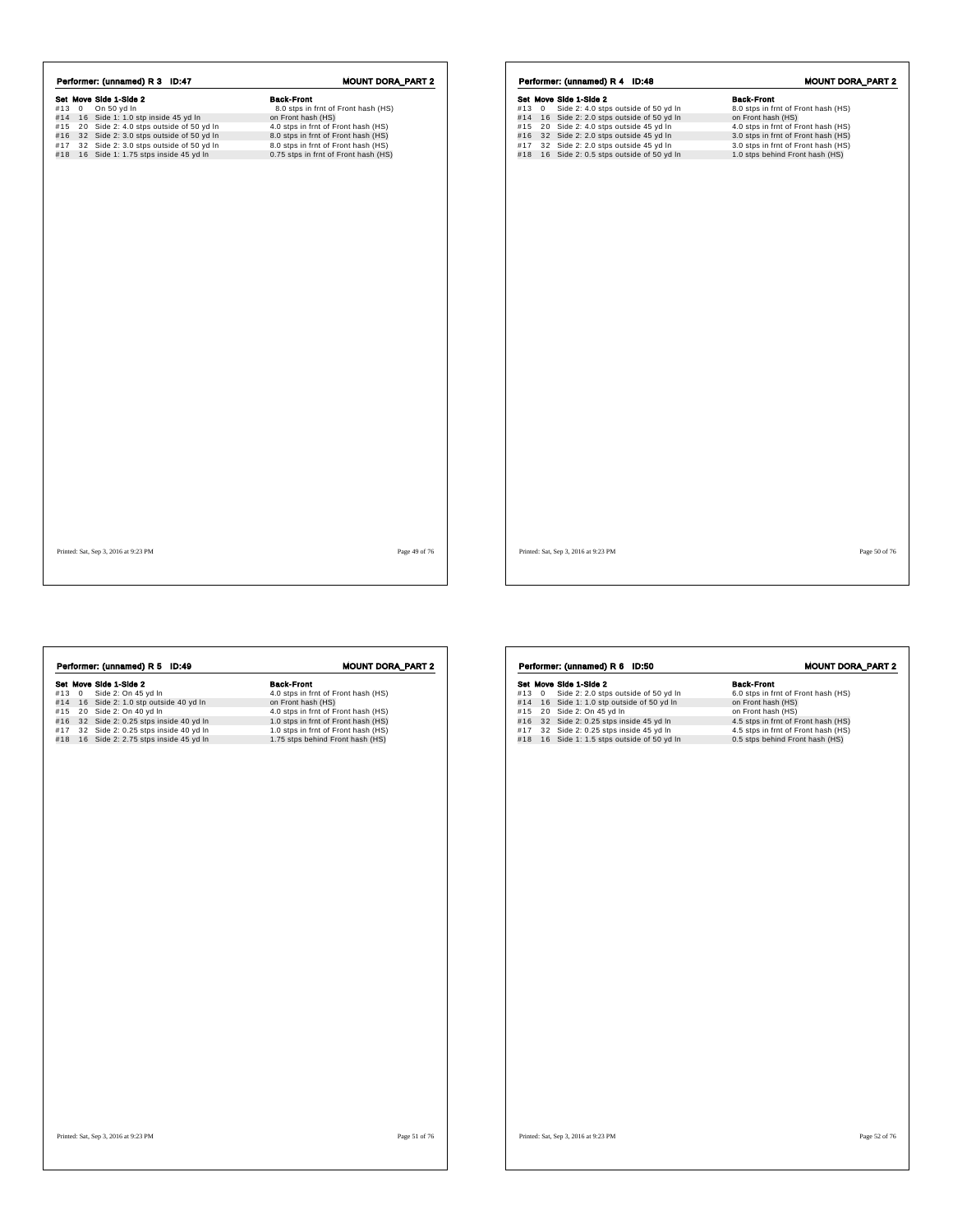## Performer: (unnamed) R 3 ID:47

**MOUNT DORA_PART 2**

| Set | Move | Side 1-Side 2 | Back-Front |
|---|---|---|---|
| #13 | 0 | On 50 yd ln | 8.0 stps in frnt of Front hash (HS) |
| #14 | 16 | Side 1: 1.0 stp inside 45 yd ln | on Front hash (HS) |
| #15 | 20 | Side 2: 4.0 stps outside of 50 yd ln | 4.0 stps in frnt of Front hash (HS) |
| #16 | 32 | Side 2: 3.0 stps outside of 50 yd ln | 8.0 stps in frnt of Front hash (HS) |
| #17 | 32 | Side 2: 3.0 stps outside of 50 yd ln | 8.0 stps in frnt of Front hash (HS) |
| #18 | 16 | Side 1: 1.75 stps inside 45 yd ln | 0.75 stps in frnt of Front hash (HS) |

Printed: Sat, Sep 3, 2016 at 9:23 PM

## Performer: (unnamed) R 4 ID:48

**MOUNT DORA_PART 2**

| Set | Move | Side 1-Side 2 | Back-Front |
|---|---|---|---|
| #13 | 0 | Side 2: 4.0 stps outside of 50 yd ln | 8.0 stps in frnt of Front hash (HS) |
| #14 | 16 | Side 2: 2.0 stps outside of 50 yd ln | on Front hash (HS) |
| #15 | 20 | Side 2: 4.0 stps outside 45 yd ln | 4.0 stps in frnt of Front hash (HS) |
| #16 | 32 | Side 2: 2.0 stps outside 45 yd ln | 3.0 stps in frnt of Front hash (HS) |
| #17 | 32 | Side 2: 2.0 stps outside 45 yd ln | 3.0 stps in frnt of Front hash (HS) |
| #18 | 16 | Side 2: 0.5 stps outside of 50 yd ln | 1.0 stps behind Front hash (HS) |

Printed: Sat, Sep 3, 2016 at 9:23 PM

## Performer: (unnamed) R 5 ID:49

**MOUNT DORA_PART 2**

| Set | Move | Side 1-Side 2 | Back-Front |
|---|---|---|---|
| #13 | 0 | Side 2: On 45 yd ln | 4.0 stps in frnt of Front hash (HS) |
| #14 | 16 | Side 2: 1.0 stp outside 40 yd ln | on Front hash (HS) |
| #15 | 20 | Side 2: On 40 yd ln | 4.0 stps in frnt of Front hash (HS) |
| #16 | 32 | Side 2: 0.25 stps inside 40 yd ln | 1.0 stps in frnt of Front hash (HS) |
| #17 | 32 | Side 2: 0.25 stps inside 40 yd ln | 1.0 stps in frnt of Front hash (HS) |
| #18 | 16 | Side 2: 2.75 stps inside 45 yd ln | 1.75 stps behind Front hash (HS) |

Printed: Sat, Sep 3, 2016 at 9:23 PM

## Performer: (unnamed) R 6 ID:50

**MOUNT DORA_PART 2**

| Set | Move | Side 1-Side 2 | Back-Front |
|---|---|---|---|
| #13 | 0 | Side 2: 2.0 stps outside of 50 yd ln | 6.0 stps in frnt of Front hash (HS) |
| #14 | 16 | Side 1: 1.0 stp outside of 50 yd ln | on Front hash (HS) |
| #15 | 20 | Side 2: On 45 yd ln | on Front hash (HS) |
| #16 | 32 | Side 2: 0.25 stps inside 45 yd ln | 4.5 stps in frnt of Front hash (HS) |
| #17 | 32 | Side 2: 0.25 stps inside 45 yd ln | 4.5 stps in frnt of Front hash (HS) |
| #18 | 16 | Side 1: 1.5 stps outside of 50 yd ln | 0.5 stps behind Front hash (HS) |

Printed: Sat, Sep 3, 2016 at 9:23 PM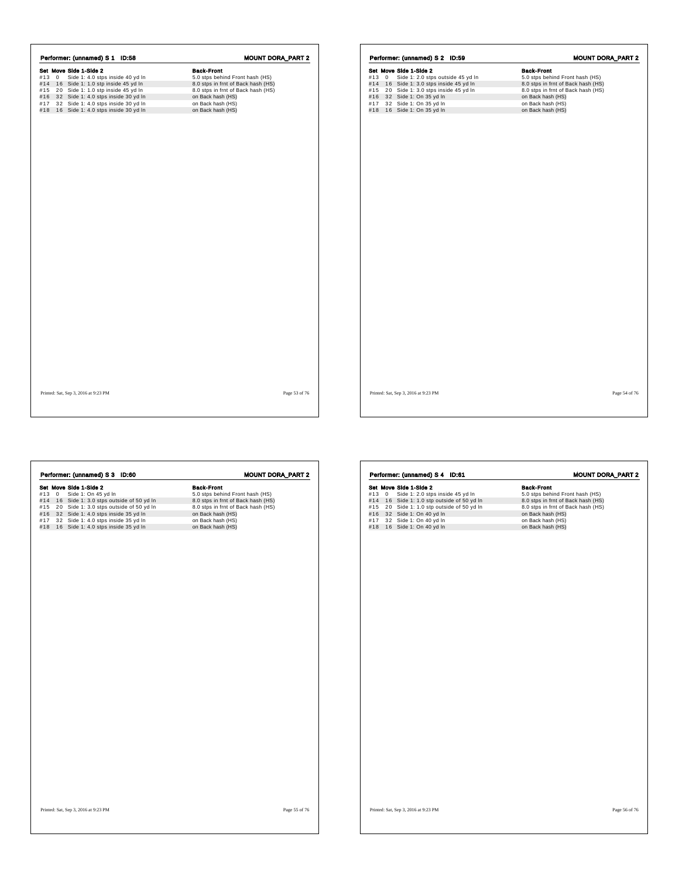## Performer: (unnamed) S 1 ID:58 — MOUNT DORA_PART 2

| Set | Move | Side 1-Side 2 | Back-Front |
|---|---|---|---|
| #13 | 0 | Side 1: 4.0 stps inside 40 yd ln | 5.0 stps behind Front hash (HS) |
| #14 | 16 | Side 1: 1.0 stp inside 45 yd ln | 8.0 stps in frnt of Back hash (HS) |
| #15 | 20 | Side 1: 1.0 stp inside 45 yd ln | 8.0 stps in frnt of Back hash (HS) |
| #16 | 32 | Side 1: 4.0 stps inside 30 yd ln | on Back hash (HS) |
| #17 | 32 | Side 1: 4.0 stps inside 30 yd ln | on Back hash (HS) |
| #18 | 16 | Side 1: 4.0 stps inside 30 yd ln | on Back hash (HS) |

Printed: Sat, Sep 3, 2016 at 9:23 PM

## Performer: (unnamed) S 2 ID:59 — MOUNT DORA_PART 2

| Set | Move | Side 1-Side 2 | Back-Front |
|---|---|---|---|
| #13 | 0 | Side 1: 2.0 stps outside 45 yd ln | 5.0 stps behind Front hash (HS) |
| #14 | 16 | Side 1: 3.0 stps inside 45 yd ln | 8.0 stps in frnt of Back hash (HS) |
| #15 | 20 | Side 1: 3.0 stps inside 45 yd ln | 8.0 stps in frnt of Back hash (HS) |
| #16 | 32 | Side 1: On 35 yd ln | on Back hash (HS) |
| #17 | 32 | Side 1: On 35 yd ln | on Back hash (HS) |
| #18 | 16 | Side 1: On 35 yd ln | on Back hash (HS) |

Printed: Sat, Sep 3, 2016 at 9:23 PM

## Performer: (unnamed) S 3 ID:60 — MOUNT DORA_PART 2

| Set | Move | Side 1-Side 2 | Back-Front |
|---|---|---|---|
| #13 | 0 | Side 1: On 45 yd ln | 5.0 stps behind Front hash (HS) |
| #14 | 16 | Side 1: 3.0 stps outside of 50 yd ln | 8.0 stps in frnt of Back hash (HS) |
| #15 | 20 | Side 1: 3.0 stps outside of 50 yd ln | 8.0 stps in frnt of Back hash (HS) |
| #16 | 32 | Side 1: 4.0 stps inside 35 yd ln | on Back hash (HS) |
| #17 | 32 | Side 1: 4.0 stps inside 35 yd ln | on Back hash (HS) |
| #18 | 16 | Side 1: 4.0 stps inside 35 yd ln | on Back hash (HS) |

Printed: Sat, Sep 3, 2016 at 9:23 PM

## Performer: (unnamed) S 4 ID:61 — MOUNT DORA_PART 2

| Set | Move | Side 1-Side 2 | Back-Front |
|---|---|---|---|
| #13 | 0 | Side 1: 2.0 stps inside 45 yd ln | 5.0 stps behind Front hash (HS) |
| #14 | 16 | Side 1: 1.0 stp outside of 50 yd ln | 8.0 stps in frnt of Back hash (HS) |
| #15 | 20 | Side 1: 1.0 stp outside of 50 yd ln | 8.0 stps in frnt of Back hash (HS) |
| #16 | 32 | Side 1: On 40 yd ln | on Back hash (HS) |
| #17 | 32 | Side 1: On 40 yd ln | on Back hash (HS) |
| #18 | 16 | Side 1: On 40 yd ln | on Back hash (HS) |

Printed: Sat, Sep 3, 2016 at 9:23 PM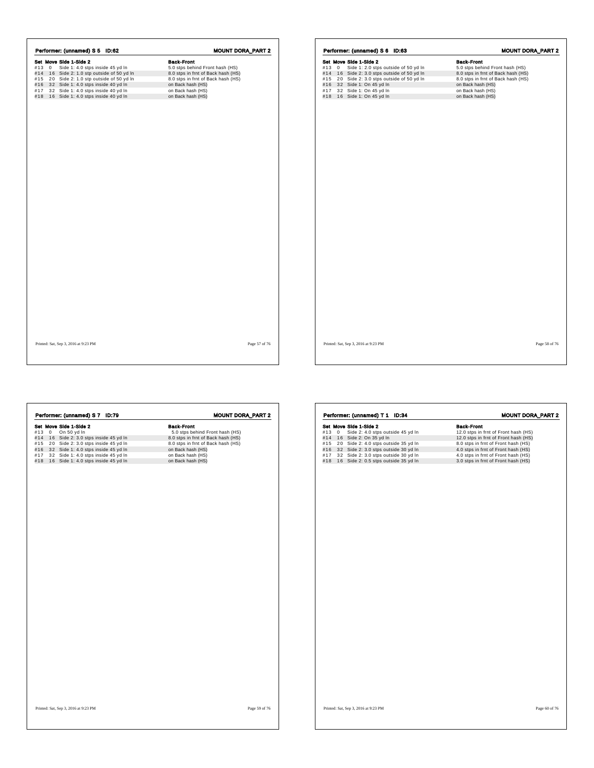## Performer: (unnamed) S 5 ID:62

MOUNT DORA_PART 2

| Set | Move | Side 1-Side 2 | Back-Front |
|---|---|---|---|
| #13 | 0 | Side 1: 4.0 stps inside 45 yd ln | 5.0 stps behind Front hash (HS) |
| #14 | 16 | Side 2: 1.0 stp outside of 50 yd ln | 8.0 stps in frnt of Back hash (HS) |
| #15 | 20 | Side 2: 1.0 stp outside of 50 yd ln | 8.0 stps in frnt of Back hash (HS) |
| #16 | 32 | Side 1: 4.0 stps inside 40 yd ln | on Back hash (HS) |
| #17 | 32 | Side 1: 4.0 stps inside 40 yd ln | on Back hash (HS) |
| #18 | 16 | Side 1: 4.0 stps inside 40 yd ln | on Back hash (HS) |

Printed: Sat, Sep 3, 2016 at 9:23 PM

## Performer: (unnamed) S 6 ID:63

MOUNT DORA_PART 2

| Set | Move | Side 1-Side 2 | Back-Front |
|---|---|---|---|
| #13 | 0 | Side 1: 2.0 stps outside of 50 yd ln | 5.0 stps behind Front hash (HS) |
| #14 | 16 | Side 2: 3.0 stps outside of 50 yd ln | 8.0 stps in frnt of Back hash (HS) |
| #15 | 20 | Side 2: 3.0 stps outside of 50 yd ln | 8.0 stps in frnt of Back hash (HS) |
| #16 | 32 | Side 1: On 45 yd ln | on Back hash (HS) |
| #17 | 32 | Side 1: On 45 yd ln | on Back hash (HS) |
| #18 | 16 | Side 1: On 45 yd ln | on Back hash (HS) |

Printed: Sat, Sep 3, 2016 at 9:23 PM

## Performer: (unnamed) S 7 ID:79

MOUNT DORA_PART 2

| Set | Move | Side 1-Side 2 | Back-Front |
|---|---|---|---|
| #13 | 0 | On 50 yd ln | 5.0 stps behind Front hash (HS) |
| #14 | 16 | Side 2: 3.0 stps inside 45 yd ln | 8.0 stps in frnt of Back hash (HS) |
| #15 | 20 | Side 2: 3.0 stps inside 45 yd ln | 8.0 stps in frnt of Back hash (HS) |
| #16 | 32 | Side 1: 4.0 stps inside 45 yd ln | on Back hash (HS) |
| #17 | 32 | Side 1: 4.0 stps inside 45 yd ln | on Back hash (HS) |
| #18 | 16 | Side 1: 4.0 stps inside 45 yd ln | on Back hash (HS) |

Printed: Sat, Sep 3, 2016 at 9:23 PM

## Performer: (unnamed) T 1 ID:34

MOUNT DORA_PART 2

| Set | Move | Side 1-Side 2 | Back-Front |
|---|---|---|---|
| #13 | 0 | Side 2: 4.0 stps outside of 45 yd ln | 12.0 stps in frnt of Front hash (HS) |
| #14 | 16 | Side 2: On 35 yd ln | 12.0 stps in frnt of Front hash (HS) |
| #15 | 20 | Side 2: 4.0 stps outside 35 yd ln | 8.0 stps in frnt of Front hash (HS) |
| #16 | 32 | Side 2: 3.0 stps outside 30 yd ln | 4.0 stps in frnt of Front hash (HS) |
| #17 | 32 | Side 2: 3.0 stps outside 30 yd ln | 4.0 stps in frnt of Front hash (HS) |
| #18 | 16 | Side 2: 0.5 stps outside 35 yd ln | 3.0 stps in frnt of Front hash (HS) |

Printed: Sat, Sep 3, 2016 at 9:23 PM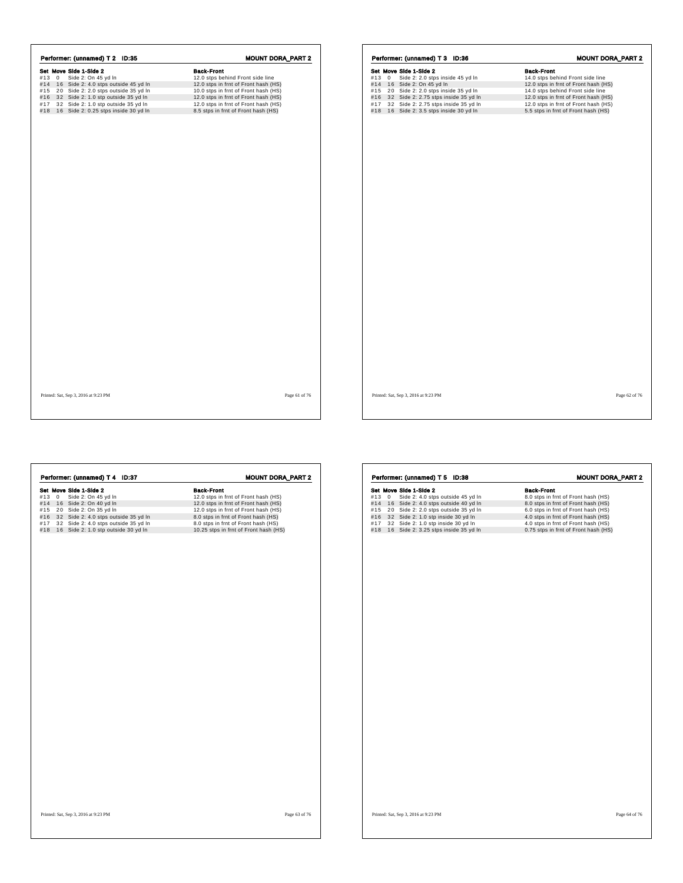## Performer: (unnamed) T 2 ID:35

**MOUNT DORA_PART 2**

| Set | Move | Side 1-Side 2 | Back-Front |
|---|---|---|---|
| #13 | 0 | Side 2: On 45 yd ln | 12.0 stps behind Front side line |
| #14 | 16 | Side 2: 4.0 stps outside 45 yd ln | 12.0 stps in frnt of Front hash (HS) |
| #15 | 20 | Side 2: 2.0 stps outside 35 yd ln | 10.0 stps in frnt of Front hash (HS) |
| #16 | 32 | Side 2: 1.0 stp outside 35 yd ln | 12.0 stps in frnt of Front hash (HS) |
| #17 | 32 | Side 2: 1.0 stp outside 35 yd ln | 12.0 stps in frnt of Front hash (HS) |
| #18 | 16 | Side 2: 0.25 stps inside 30 yd ln | 8.5 stps in frnt of Front hash (HS) |

Printed: Sat, Sep 3, 2016 at 9:23 PM

## Performer: (unnamed) T 3 ID:36

**MOUNT DORA_PART 2**

| Set | Move | Side 1-Side 2 | Back-Front |
|---|---|---|---|
| #13 | 0 | Side 2: 2.0 stps inside 45 yd ln | 14.0 stps behind Front side line |
| #14 | 16 | Side 2: On 45 yd ln | 12.0 stps in frnt of Front hash (HS) |
| #15 | 20 | Side 2: 2.0 stps inside 35 yd ln | 14.0 stps behind Front side line |
| #16 | 32 | Side 2: 2.75 stps inside 35 yd ln | 12.0 stps in frnt of Front hash (HS) |
| #17 | 32 | Side 2: 2.75 stps inside 35 yd ln | 12.0 stps in frnt of Front hash (HS) |
| #18 | 16 | Side 2: 3.5 stps inside 30 yd ln | 5.5 stps in frnt of Front hash (HS) |

Printed: Sat, Sep 3, 2016 at 9:23 PM

## Performer: (unnamed) T 4 ID:37

**MOUNT DORA_PART 2**

| Set | Move | Side 1-Side 2 | Back-Front |
|---|---|---|---|
| #13 | 0 | Side 2: On 45 yd ln | 12.0 stps in frnt of Front hash (HS) |
| #14 | 16 | Side 2: On 40 yd ln | 12.0 stps in frnt of Front hash (HS) |
| #15 | 20 | Side 2: On 35 yd ln | 12.0 stps in frnt of Front hash (HS) |
| #16 | 32 | Side 2: 4.0 stps outside 35 yd ln | 8.0 stps in frnt of Front hash (HS) |
| #17 | 32 | Side 2: 4.0 stps outside 35 yd ln | 8.0 stps in frnt of Front hash (HS) |
| #18 | 16 | Side 2: 1.0 stp outside 30 yd ln | 10.25 stps in frnt of Front hash (HS) |

Printed: Sat, Sep 3, 2016 at 9:23 PM

## Performer: (unnamed) T 5 ID:38

**MOUNT DORA_PART 2**

| Set | Move | Side 1-Side 2 | Back-Front |
|---|---|---|---|
| #13 | 0 | Side 2: 4.0 stps outside 45 yd ln | 8.0 stps in frnt of Front hash (HS) |
| #14 | 16 | Side 2: 4.0 stps outside 40 yd ln | 8.0 stps in frnt of Front hash (HS) |
| #15 | 20 | Side 2: 2.0 stps outside 35 yd ln | 6.0 stps in frnt of Front hash (HS) |
| #16 | 32 | Side 2: 1.0 stp inside 30 yd ln | 4.0 stps in frnt of Front hash (HS) |
| #17 | 32 | Side 2: 1.0 stp inside 30 yd ln | 4.0 stps in frnt of Front hash (HS) |
| #18 | 16 | Side 2: 3.25 stps inside 35 yd ln | 0.75 stps in frnt of Front hash (HS) |

Printed: Sat, Sep 3, 2016 at 9:23 PM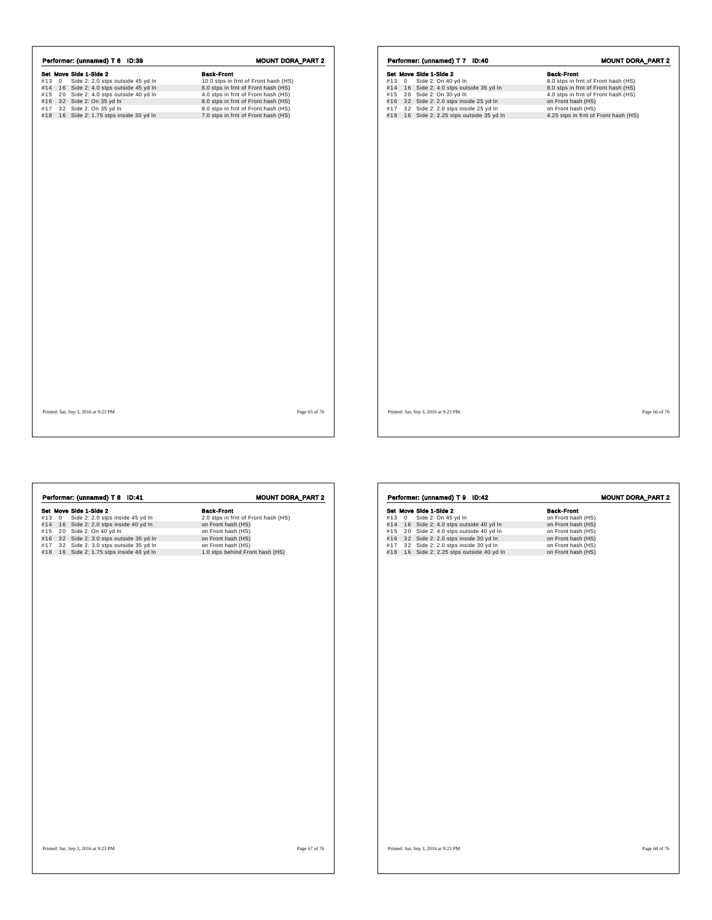## Performer: (unnamed) T 6 ID:39

**MOUNT DORA_PART 2**

| Set | Move | Side 1-Side 2 | Back-Front |
|---|---|---|---|
| #13 | 0 | Side 2: 2.0 stps outside 45 yd ln | 10.0 stps in frnt of Front hash (HS) |
| #14 | 16 | Side 2: 4.0 stps outside 45 yd ln | 8.0 stps in frnt of Front hash (HS) |
| #15 | 20 | Side 2: 4.0 stps outside 40 yd ln | 4.0 stps in frnt of Front hash (HS) |
| #16 | 32 | Side 2: On 35 yd ln | 8.0 stps in frnt of Front hash (HS) |
| #17 | 32 | Side 2: On 35 yd ln | 8.0 stps in frnt of Front hash (HS) |
| #18 | 16 | Side 2: 1.75 stps inside 30 yd ln | 7.0 stps in frnt of Front hash (HS) |

Printed: Sat, Sep 3, 2016 at 9:23 PM

## Performer: (unnamed) T 7 ID:40

**MOUNT DORA_PART 2**

| Set | Move | Side 1-Side 2 | Back-Front |
|---|---|---|---|
| #13 | 0 | Side 2: On 40 yd ln | 8.0 stps in frnt of Front hash (HS) |
| #14 | 16 | Side 2: 4.0 stps outside 35 yd ln | 8.0 stps in frnt of Front hash (HS) |
| #15 | 20 | Side 2: On 30 yd ln | 4.0 stps in frnt of Front hash (HS) |
| #16 | 32 | Side 2: 2.0 stps inside 25 yd ln | on Front hash (HS) |
| #17 | 32 | Side 2: 2.0 stps inside 25 yd ln | on Front hash (HS) |
| #18 | 16 | Side 2: 2.25 stps outside 35 yd ln | 4.25 stps in frnt of Front hash (HS) |

Printed: Sat, Sep 3, 2016 at 9:23 PM

## Performer: (unnamed) T 8 ID:41

**MOUNT DORA_PART 2**

| Set | Move | Side 1-Side 2 | Back-Front |
|---|---|---|---|
| #13 | 0 | Side 2: 2.0 stps inside 45 yd ln | 2.0 stps in frnt of Front hash (HS) |
| #14 | 16 | Side 2: 2.0 stps inside 40 yd ln | on Front hash (HS) |
| #15 | 20 | Side 2: On 40 yd ln | on Front hash (HS) |
| #16 | 32 | Side 2: 3.0 stps outside 35 yd ln | on Front hash (HS) |
| #17 | 32 | Side 2: 3.0 stps outside 35 yd ln | on Front hash (HS) |
| #18 | 16 | Side 2: 1.75 stps inside 40 yd ln | 1.0 stps behind Front hash (HS) |

Printed: Sat, Sep 3, 2016 at 9:23 PM

## Performer: (unnamed) T 9 ID:42

**MOUNT DORA_PART 2**

| Set | Move | Side 1-Side 2 | Back-Front |
|---|---|---|---|
| #13 | 0 | Side 2: On 45 yd ln | on Front hash (HS) |
| #14 | 16 | Side 2: 4.0 stps outside 40 yd ln | on Front hash (HS) |
| #15 | 20 | Side 2: 4.0 stps outside 40 yd ln | on Front hash (HS) |
| #16 | 32 | Side 2: 2.0 stps inside 30 yd ln | on Front hash (HS) |
| #17 | 32 | Side 2: 2.0 stps inside 30 yd ln | on Front hash (HS) |
| #18 | 16 | Side 2: 2.25 stps outside 40 yd ln | on Front hash (HS) |

Printed: Sat, Sep 3, 2016 at 9:23 PM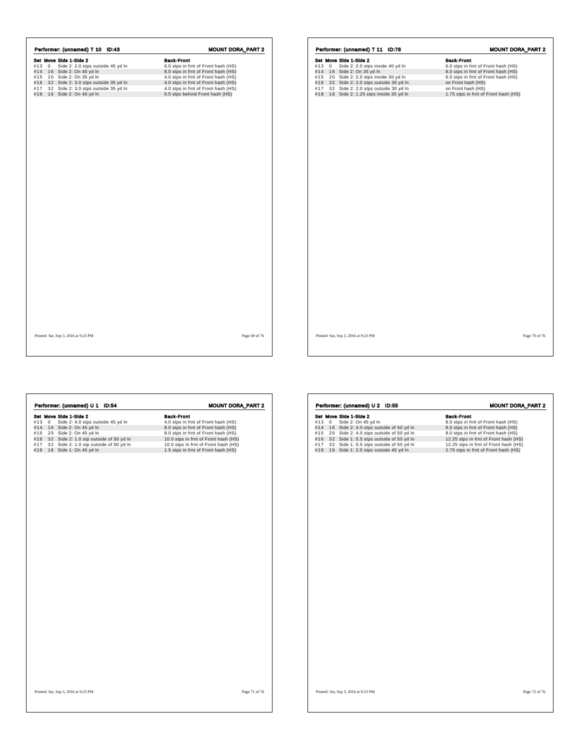## Performer: (unnamed) T 10 ID:43

**MOUNT DORA_PART 2**

| Set | Move | Side 1-Side 2 | Back-Front |
|---|---|---|---|
| #13 | 0 | Side 2: 2.0 stps outside 45 yd ln | 6.0 stps in frnt of Front hash (HS) |
| #14 | 16 | Side 2: On 40 yd ln | 8.0 stps in frnt of Front hash (HS) |
| #15 | 20 | Side 2: On 35 yd ln | 4.0 stps in frnt of Front hash (HS) |
| #16 | 32 | Side 2: 3.0 stps outside 35 yd ln | 4.0 stps in frnt of Front hash (HS) |
| #17 | 32 | Side 2: 3.0 stps outside 35 yd ln | 4.0 stps in frnt of Front hash (HS) |
| #18 | 16 | Side 2: On 40 yd ln | 0.5 stps behind Front hash (HS) |

Printed: Sat, Sep 3, 2016 at 9:23 PM

## Performer: (unnamed) T 11 ID:78

**MOUNT DORA_PART 2**

| Set | Move | Side 1-Side 2 | Back-Front |
|---|---|---|---|
| #13 | 0 | Side 2: 2.0 stps inside 40 yd ln | 6.0 stps in frnt of Front hash (HS) |
| #14 | 16 | Side 2: On 35 yd ln | 8.0 stps in frnt of Front hash (HS) |
| #15 | 20 | Side 2: 2.0 stps inside 30 yd ln | 6.0 stps in frnt of Front hash (HS) |
| #16 | 32 | Side 2: 2.0 stps outside 30 yd ln | on Front hash (HS) |
| #17 | 32 | Side 2: 2.0 stps outside 30 yd ln | on Front hash (HS) |
| #18 | 16 | Side 2: 1.25 stps inside 35 yd ln | 1.75 stps in frnt of Front hash (HS) |

Printed: Sat, Sep 3, 2016 at 9:23 PM

## Performer: (unnamed) U 1 ID:54

**MOUNT DORA_PART 2**

| Set | Move | Side 1-Side 2 | Back-Front |
|---|---|---|---|
| #13 | 0 | Side 2: 4.0 stps outside 45 yd ln | 4.0 stps in frnt of Front hash (HS) |
| #14 | 16 | Side 2: On 45 yd ln | 8.0 stps in frnt of Front hash (HS) |
| #15 | 20 | Side 2: On 45 yd ln | 8.0 stps in frnt of Front hash (HS) |
| #16 | 32 | Side 2: 1.0 stp outside of 50 yd ln | 10.0 stps in frnt of Front hash (HS) |
| #17 | 32 | Side 2: 1.0 stp outside of 50 yd ln | 10.0 stps in frnt of Front hash (HS) |
| #18 | 16 | Side 1: On 45 yd ln | 1.5 stps in frnt of Front hash (HS) |

Printed: Sat, Sep 3, 2016 at 9:23 PM

## Performer: (unnamed) U 2 ID:55

**MOUNT DORA_PART 2**

| Set | Move | Side 1-Side 2 | Back-Front |
|---|---|---|---|
| #13 | 0 | Side 2: On 45 yd ln | 8.0 stps in frnt of Front hash (HS) |
| #14 | 16 | Side 2: 4.0 stps outside of 50 yd ln | 8.0 stps in frnt of Front hash (HS) |
| #15 | 20 | Side 2: 4.0 stps outside of 50 yd ln | 8.0 stps in frnt of Front hash (HS) |
| #16 | 32 | Side 1: 0.5 stps outside of 50 yd ln | 12.25 stps in frnt of Front hash (HS) |
| #17 | 32 | Side 1: 0.5 stps outside of 50 yd ln | 12.25 stps in frnt of Front hash (HS) |
| #18 | 16 | Side 1: 2.0 stps outside 45 yd ln | 2.75 stps in frnt of Front hash (HS) |

Printed: Sat, Sep 3, 2016 at 9:23 PM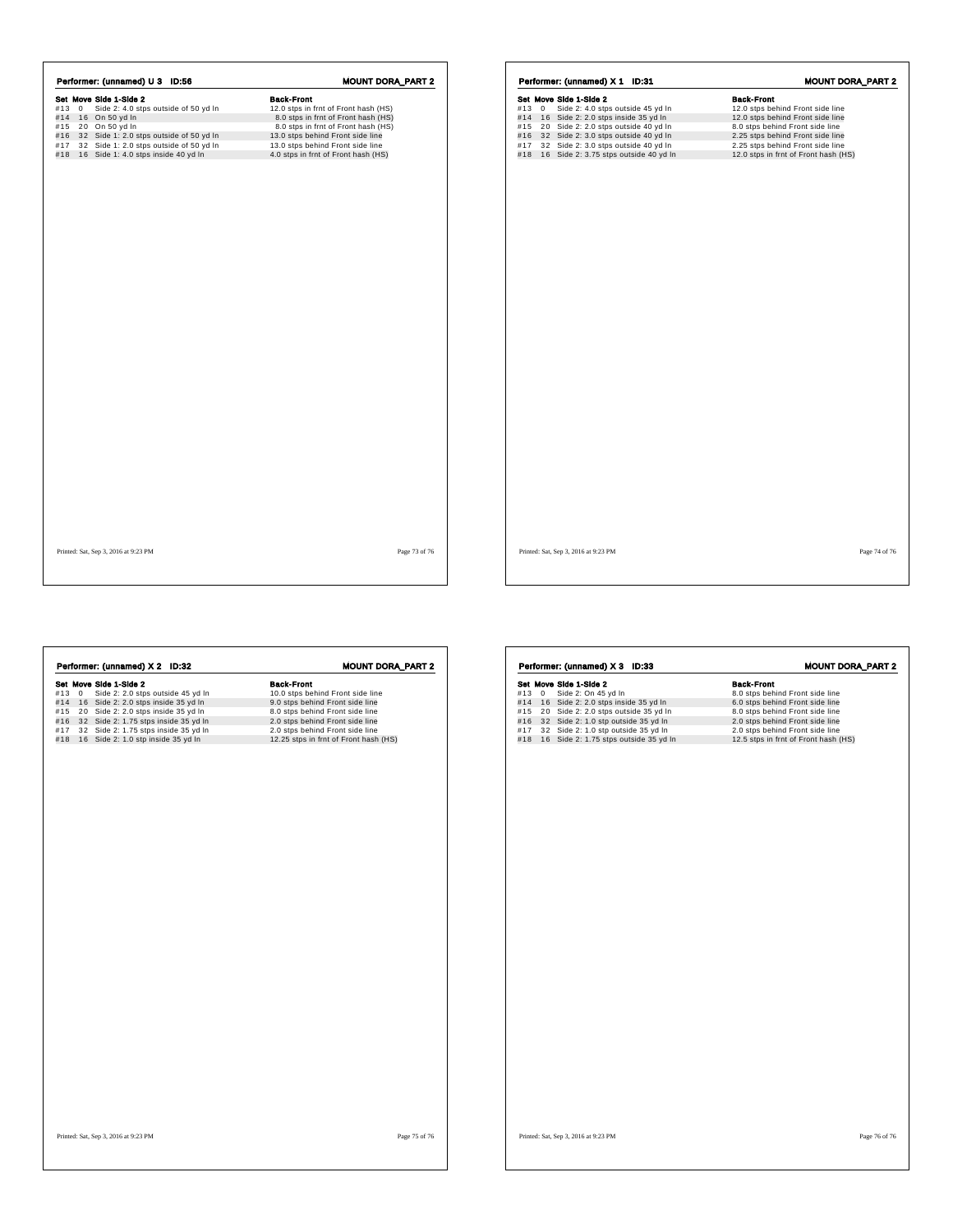**Performer: (unnamed) U 3 ID:56** **MOUNT DORA_PART 2**

| Set | Move | Side 1-Side 2 | Back-Front |
|---|---|---|---|
| #13 | 0 | Side 2: 4.0 stps outside of 50 yd ln | 12.0 stps in frnt of Front hash (HS) |
| #14 | 16 | On 50 yd ln | 8.0 stps in frnt of Front hash (HS) |
| #15 | 20 | On 50 yd ln | 8.0 stps in frnt of Front hash (HS) |
| #16 | 32 | Side 1: 2.0 stps outside of 50 yd ln | 13.0 stps behind Front side line |
| #17 | 32 | Side 1: 2.0 stps outside of 50 yd ln | 13.0 stps behind Front side line |
| #18 | 16 | Side 1: 4.0 stps inside 40 yd ln | 4.0 stps in frnt of Front hash (HS) |

**Performer: (unnamed) X 1 ID:31** **MOUNT DORA_PART 2**

| Set | Move | Side 1-Side 2 | Back-Front |
|---|---|---|---|
| #13 | 0 | Side 2: 4.0 stps outside 45 yd ln | 12.0 stps behind Front side line |
| #14 | 16 | Side 2: 2.0 stps inside 35 yd ln | 12.0 stps behind Front side line |
| #15 | 20 | Side 2: 2.0 stps outside 40 yd ln | 8.0 stps behind Front side line |
| #16 | 32 | Side 2: 3.0 stps outside 40 yd ln | 2.25 stps behind Front side line |
| #17 | 32 | Side 2: 3.0 stps outside 40 yd ln | 2.25 stps behind Front side line |
| #18 | 16 | Side 2: 3.75 stps outside 40 yd ln | 12.0 stps in frnt of Front hash (HS) |

**Performer: (unnamed) X 2 ID:32** **MOUNT DORA_PART 2**

| Set | Move | Side 1-Side 2 | Back-Front |
|---|---|---|---|
| #13 | 0 | Side 2: 2.0 stps outside 45 yd ln | 10.0 stps behind Front side line |
| #14 | 16 | Side 2: 2.0 stps inside 35 yd ln | 9.0 stps behind Front side line |
| #15 | 20 | Side 2: 2.0 stps inside 35 yd ln | 8.0 stps behind Front side line |
| #16 | 32 | Side 2: 1.75 stps inside 35 yd ln | 2.0 stps behind Front side line |
| #17 | 32 | Side 2: 1.75 stps inside 35 yd ln | 2.0 stps behind Front side line |
| #18 | 16 | Side 2: 1.0 stp inside 35 yd ln | 12.25 stps in frnt of Front hash (HS) |

**Performer: (unnamed) X 3 ID:33** **MOUNT DORA_PART 2**

| Set | Move | Side 1-Side 2 | Back-Front |
|---|---|---|---|
| #13 | 0 | Side 2: On 45 yd ln | 8.0 stps behind Front side line |
| #14 | 16 | Side 2: 2.0 stps inside 35 yd ln | 6.0 stps behind Front side line |
| #15 | 20 | Side 2: 2.0 stps outside 35 yd ln | 8.0 stps behind Front side line |
| #16 | 32 | Side 2: 1.0 stp outside 35 yd ln | 2.0 stps behind Front side line |
| #17 | 32 | Side 2: 1.0 stp outside 35 yd ln | 2.0 stps behind Front side line |
| #18 | 16 | Side 2: 1.75 stps outside 35 yd ln | 12.5 stps in frnt of Front hash (HS) |